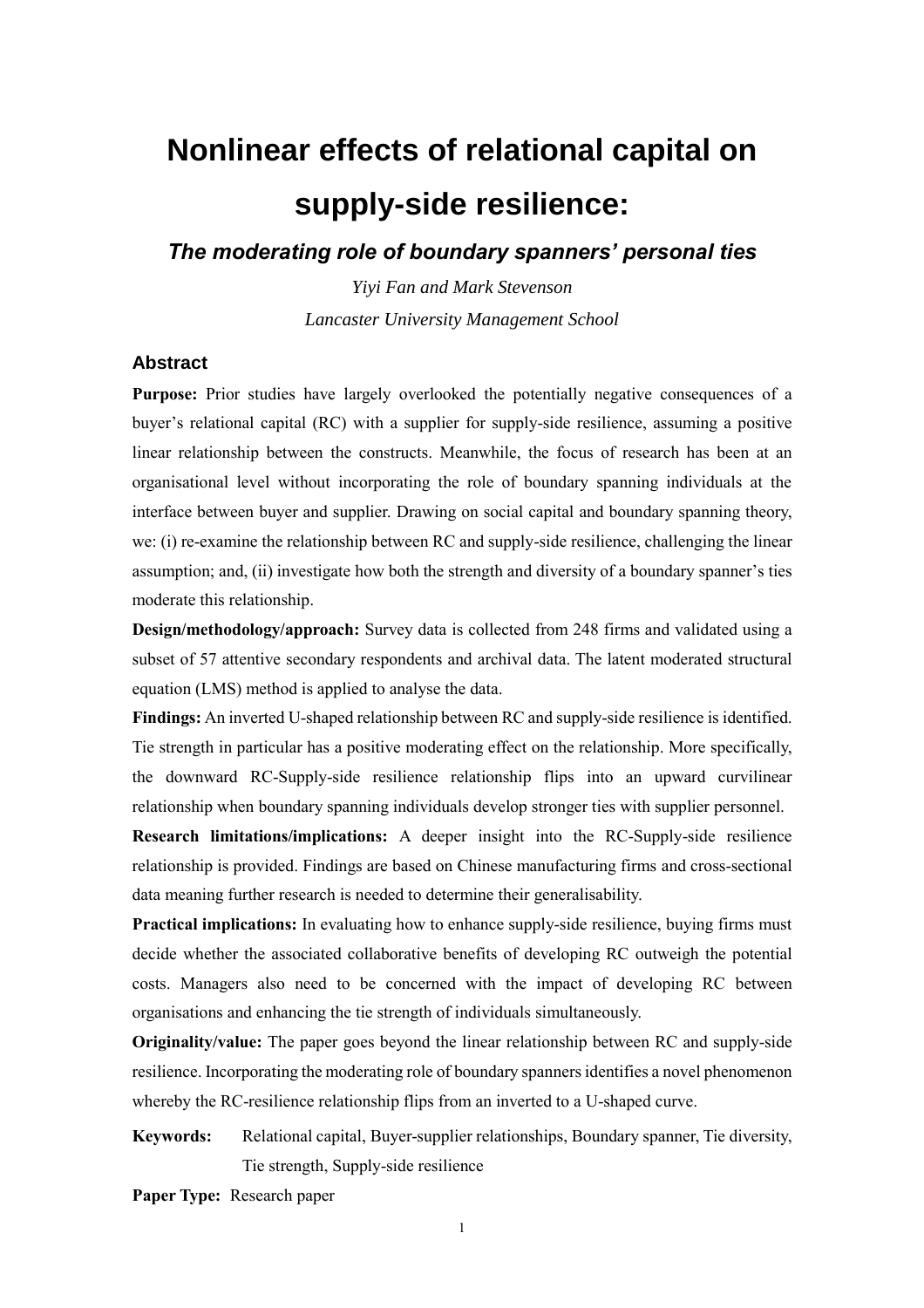# Nonlinear effects of relational capital on supply-side resilience:

## *The moderating role of boundary spanners' personal ties*

*Yiyi Fan and Mark Stevenson*

*Lancaster University Management School*

### Abstract

**Purpose:** Prior studies have largely overlooked the potentially negative consequences of a buyer's relational capital (RC) with a supplier for supply-side resilience, assuming a positive linear relationship between the constructs. Meanwhile, the focus of research has been at an organisational level without incorporating the role of boundary spanning individuals at the interface between buyer and supplier. Drawing on social capital and boundary spanning theory, we: (i) re-examine the relationship between RC and supply-side resilience, challenging the linear assumption; and, (ii) investigate how both the strength and diversity of a boundary spanner's ties moderate this relationship.

**Design/methodology/approach:** Survey data is collected from 248 firms and validated using a subset of 57 attentive secondary respondents and archival data. The latent moderated structural equation (LMS) method is applied to analyse the data.

**Findings:** An inverted U-shaped relationship between RC and supply-side resilience is identified. Tie strength in particular has a positive moderating effect on the relationship. More specifically, the downward RC-Supply-side resilience relationship flips into an upward curvilinear relationship when boundary spanning individuals develop stronger ties with supplier personnel.

**Research limitations/implications:** A deeper insight into the RC-Supply-side resilience relationship is provided. Findings are based on Chinese manufacturing firms and cross-sectional data meaning further research is needed to determine their generalisability.

**Practical implications:** In evaluating how to enhance supply-side resilience, buying firms must decide whether the associated collaborative benefits of developing RC outweigh the potential costs. Managers also need to be concerned with the impact of developing RC between organisations and enhancing the tie strength of individuals simultaneously.

**Originality/value:** The paper goes beyond the linear relationship between RC and supply-side resilience. Incorporating the moderating role of boundary spanners identifies a novel phenomenon whereby the RC-resilience relationship flips from an inverted to a U-shaped curve.

**Keywords:** Relational capital, Buyer-supplier relationships, Boundary spanner, Tie diversity, Tie strength, Supply-side resilience

**Paper Type:** Research paper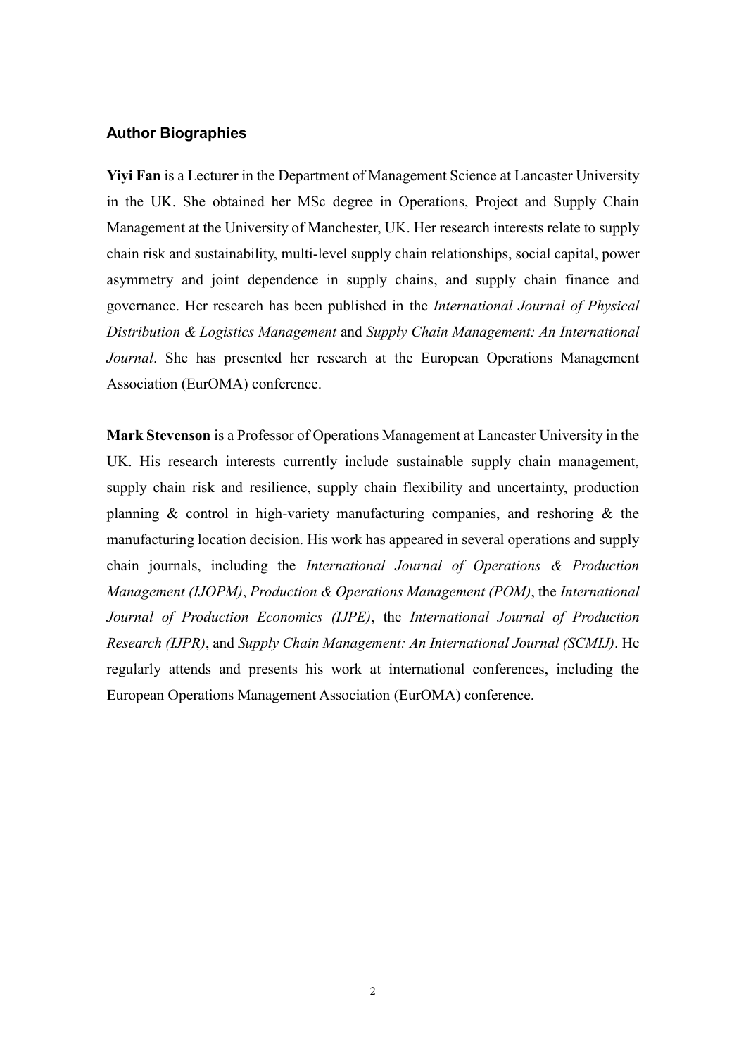## Author Biographies

**Yiyi Fan** is a Lecturer in the Department of Management Science at Lancaster University in the UK. She obtained her MSc degree in Operations, Project and Supply Chain Management at the University of Manchester, UK. Her research interests relate to supply chain risk and sustainability, multi-level supply chain relationships, social capital, power asymmetry and joint dependence in supply chains, and supply chain finance and governance. Her research has been published in the *International Journal of Physical Distribution & Logistics Management* and *Supply Chain Management: An International Journal*. She has presented her research at the European Operations Management Association (EurOMA) conference.

**Mark Stevenson** is a Professor of Operations Management at Lancaster University in the UK. His research interests currently include sustainable supply chain management, supply chain risk and resilience, supply chain flexibility and uncertainty, production planning & control in high-variety manufacturing companies, and reshoring & the manufacturing location decision. His work has appeared in several operations and supply chain journals, including the *International Journal of Operations & Production Management (IJOPM)*, *Production & Operations Management (POM)*, the *International Journal of Production Economics (IJPE)*, the *International Journal of Production Research (IJPR)*, and *Supply Chain Management: An International Journal (SCMIJ)*. He regularly attends and presents his work at international conferences, including the European Operations Management Association (EurOMA) conference.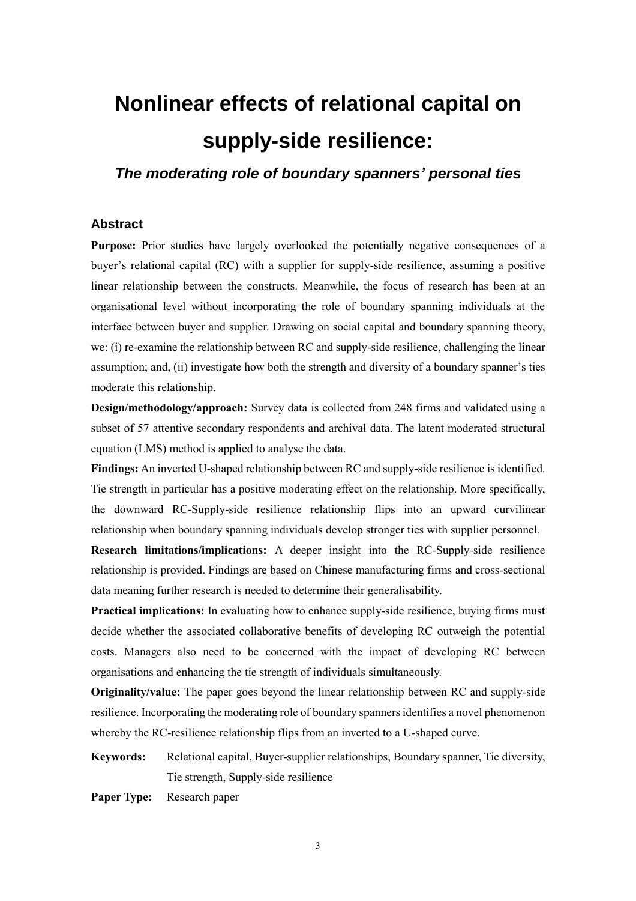# Nonlinear effects of relational capital on supply-side resilience:

### *The moderating role of boundary spanners' personal ties*

## Abstract

**Purpose:** Prior studies have largely overlooked the potentially negative consequences of a buyer's relational capital (RC) with a supplier for supply-side resilience, assuming a positive linear relationship between the constructs. Meanwhile, the focus of research has been at an organisational level without incorporating the role of boundary spanning individuals at the interface between buyer and supplier. Drawing on social capital and boundary spanning theory, we: (i) re-examine the relationship between RC and supply-side resilience, challenging the linear assumption; and, (ii) investigate how both the strength and diversity of a boundary spanner's ties moderate this relationship.

**Design/methodology/approach:** Survey data is collected from 248 firms and validated using a subset of 57 attentive secondary respondents and archival data. The latent moderated structural equation (LMS) method is applied to analyse the data.

**Findings:** An inverted U-shaped relationship between RC and supply-side resilience is identified. Tie strength in particular has a positive moderating effect on the relationship. More specifically, the downward RC-Supply-side resilience relationship flips into an upward curvilinear relationship when boundary spanning individuals develop stronger ties with supplier personnel.

**Research limitations/implications:** A deeper insight into the RC-Supply-side resilience relationship is provided. Findings are based on Chinese manufacturing firms and cross-sectional data meaning further research is needed to determine their generalisability.

**Practical implications:** In evaluating how to enhance supply-side resilience, buying firms must decide whether the associated collaborative benefits of developing RC outweigh the potential costs. Managers also need to be concerned with the impact of developing RC between organisations and enhancing the tie strength of individuals simultaneously.

**Originality/value:** The paper goes beyond the linear relationship between RC and supply-side resilience. Incorporating the moderating role of boundary spanners identifies a novel phenomenon whereby the RC-resilience relationship flips from an inverted to a U-shaped curve.

**Keywords:** Relational capital, Buyer-supplier relationships, Boundary spanner, Tie diversity, Tie strength, Supply-side resilience

**Paper Type:** Research paper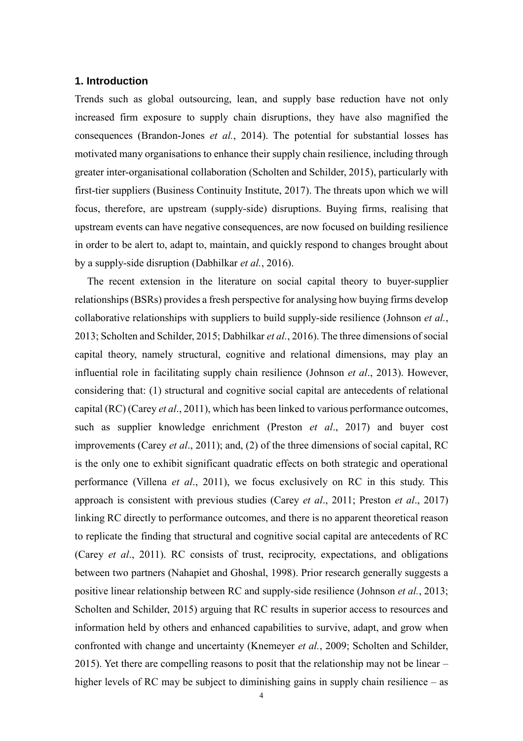## 1. Introduction

Trends such as global outsourcing, lean, and supply base reduction have not only increased firm exposure to supply chain disruptions, they have also magnified the consequences (Brandon-Jones *et al.*, 2014). The potential for substantial losses has motivated many organisations to enhance their supply chain resilience, including through greater inter-organisational collaboration (Scholten and Schilder, 2015), particularly with first-tier suppliers (Business Continuity Institute, 2017). The threats upon which we will focus, therefore, are upstream (supply-side) disruptions. Buying firms, realising that upstream events can have negative consequences, are now focused on building resilience in order to be alert to, adapt to, maintain, and quickly respond to changes brought about by a supply-side disruption (Dabhilkar *et al.*, 2016).

The recent extension in the literature on social capital theory to buyer-supplier relationships (BSRs) provides a fresh perspective for analysing how buying firms develop collaborative relationships with suppliers to build supply-side resilience (Johnson *et al.*, 2013; Scholten and Schilder, 2015; Dabhilkar *et al.*, 2016). The three dimensions of social capital theory, namely structural, cognitive and relational dimensions, may play an influential role in facilitating supply chain resilience (Johnson *et al*., 2013). However, considering that: (1) structural and cognitive social capital are antecedents of relational capital (RC) (Carey *et al*., 2011), which has been linked to various performance outcomes, such as supplier knowledge enrichment (Preston *et al*., 2017) and buyer cost improvements (Carey *et al*., 2011); and, (2) of the three dimensions of social capital, RC is the only one to exhibit significant quadratic effects on both strategic and operational performance (Villena *et al*., 2011), we focus exclusively on RC in this study. This approach is consistent with previous studies (Carey *et al*., 2011; Preston *et al*., 2017) linking RC directly to performance outcomes, and there is no apparent theoretical reason to replicate the finding that structural and cognitive social capital are antecedents of RC (Carey *et al*., 2011). RC consists of trust, reciprocity, expectations, and obligations between two partners (Nahapiet and Ghoshal, 1998). Prior research generally suggests a positive linear relationship between RC and supply-side resilience (Johnson *et al.*, 2013; Scholten and Schilder, 2015) arguing that RC results in superior access to resources and information held by others and enhanced capabilities to survive, adapt, and grow when confronted with change and uncertainty (Knemeyer *et al.*, 2009; Scholten and Schilder, 2015). Yet there are compelling reasons to posit that the relationship may not be linear – higher levels of RC may be subject to diminishing gains in supply chain resilience – as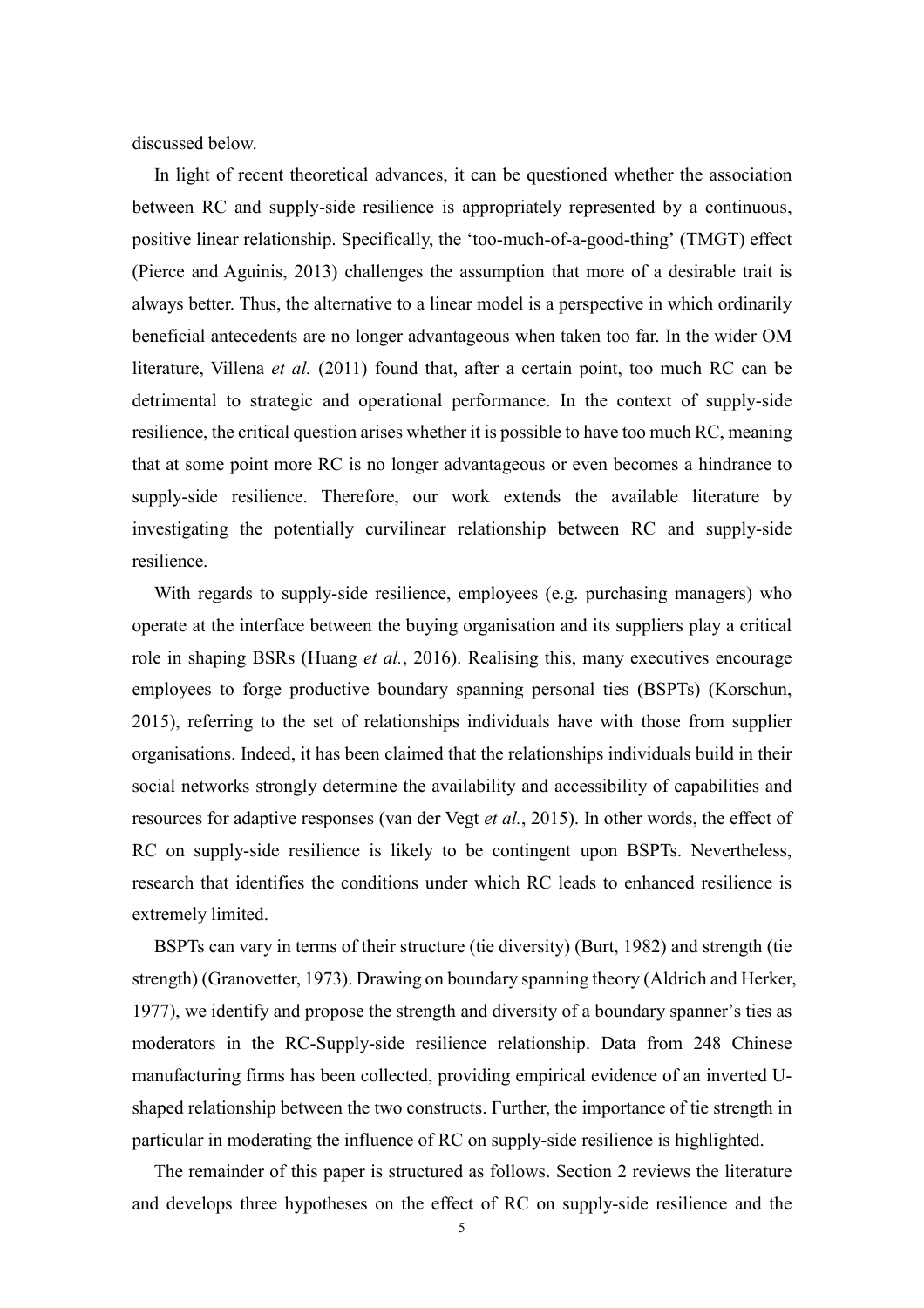discussed below.

In light of recent theoretical advances, it can be questioned whether the association between RC and supply-side resilience is appropriately represented by a continuous, positive linear relationship. Specifically, the 'too-much-of-a-good-thing' (TMGT) effect (Pierce and Aguinis, 2013) challenges the assumption that more of a desirable trait is always better. Thus, the alternative to a linear model is a perspective in which ordinarily beneficial antecedents are no longer advantageous when taken too far. In the wider OM literature, Villena *et al.* (2011) found that, after a certain point, too much RC can be detrimental to strategic and operational performance. In the context of supply-side resilience, the critical question arises whether it is possible to have too much RC, meaning that at some point more RC is no longer advantageous or even becomes a hindrance to supply-side resilience. Therefore, our work extends the available literature by investigating the potentially curvilinear relationship between RC and supply-side resilience.

With regards to supply-side resilience, employees (e.g. purchasing managers) who operate at the interface between the buying organisation and its suppliers play a critical role in shaping BSRs (Huang *et al.*, 2016). Realising this, many executives encourage employees to forge productive boundary spanning personal ties (BSPTs) (Korschun, 2015), referring to the set of relationships individuals have with those from supplier organisations. Indeed, it has been claimed that the relationships individuals build in their social networks strongly determine the availability and accessibility of capabilities and resources for adaptive responses (van der Vegt *et al.*, 2015). In other words, the effect of RC on supply-side resilience is likely to be contingent upon BSPTs. Nevertheless, research that identifies the conditions under which RC leads to enhanced resilience is extremely limited.

BSPTs can vary in terms of their structure (tie diversity) (Burt, 1982) and strength (tie strength) (Granovetter, 1973). Drawing on boundary spanning theory (Aldrich and Herker, 1977), we identify and propose the strength and diversity of a boundary spanner's ties as moderators in the RC-Supply-side resilience relationship. Data from 248 Chinese manufacturing firms has been collected, providing empirical evidence of an inverted U-shaped relationship between the two constructs. Further, the importance of tie strength in particular in moderating the influence of RC on supply-side resilience is highlighted.

The remainder of this paper is structured as follows. Section 2 reviews the literature and develops three hypotheses on the effect of RC on supply-side resilience and the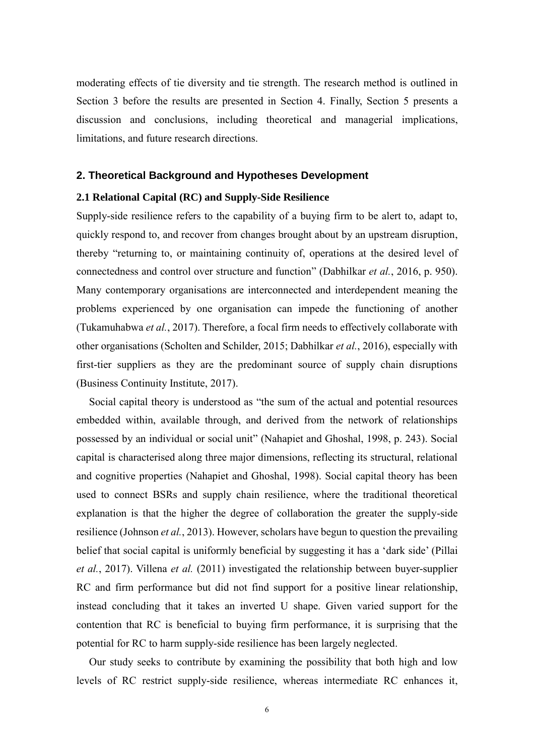moderating effects of tie diversity and tie strength. The research method is outlined in Section 3 before the results are presented in Section 4. Finally, Section 5 presents a discussion and conclusions, including theoretical and managerial implications, limitations, and future research directions.

## 2. Theoretical Background and Hypotheses Development

### 2.1 Relational Capital (RC) and Supply-Side Resilience

Supply-side resilience refers to the capability of a buying firm to be alert to, adapt to, quickly respond to, and recover from changes brought about by an upstream disruption, thereby "returning to, or maintaining continuity of, operations at the desired level of connectedness and control over structure and function" (Dabhilkar *et al.*, 2016, p. 950). Many contemporary organisations are interconnected and interdependent meaning the problems experienced by one organisation can impede the functioning of another (Tukamuhabwa *et al.*, 2017). Therefore, a focal firm needs to effectively collaborate with other organisations (Scholten and Schilder, 2015; Dabhilkar *et al.*, 2016), especially with first-tier suppliers as they are the predominant source of supply chain disruptions (Business Continuity Institute, 2017).

Social capital theory is understood as "the sum of the actual and potential resources embedded within, available through, and derived from the network of relationships possessed by an individual or social unit" (Nahapiet and Ghoshal, 1998, p. 243). Social capital is characterised along three major dimensions, reflecting its structural, relational and cognitive properties (Nahapiet and Ghoshal, 1998). Social capital theory has been used to connect BSRs and supply chain resilience, where the traditional theoretical explanation is that the higher the degree of collaboration the greater the supply-side resilience (Johnson *et al.*, 2013). However, scholars have begun to question the prevailing belief that social capital is uniformly beneficial by suggesting it has a 'dark side' (Pillai *et al.*, 2017). Villena *et al.* (2011) investigated the relationship between buyer-supplier RC and firm performance but did not find support for a positive linear relationship, instead concluding that it takes an inverted U shape. Given varied support for the contention that RC is beneficial to buying firm performance, it is surprising that the potential for RC to harm supply-side resilience has been largely neglected.

Our study seeks to contribute by examining the possibility that both high and low levels of RC restrict supply-side resilience, whereas intermediate RC enhances it,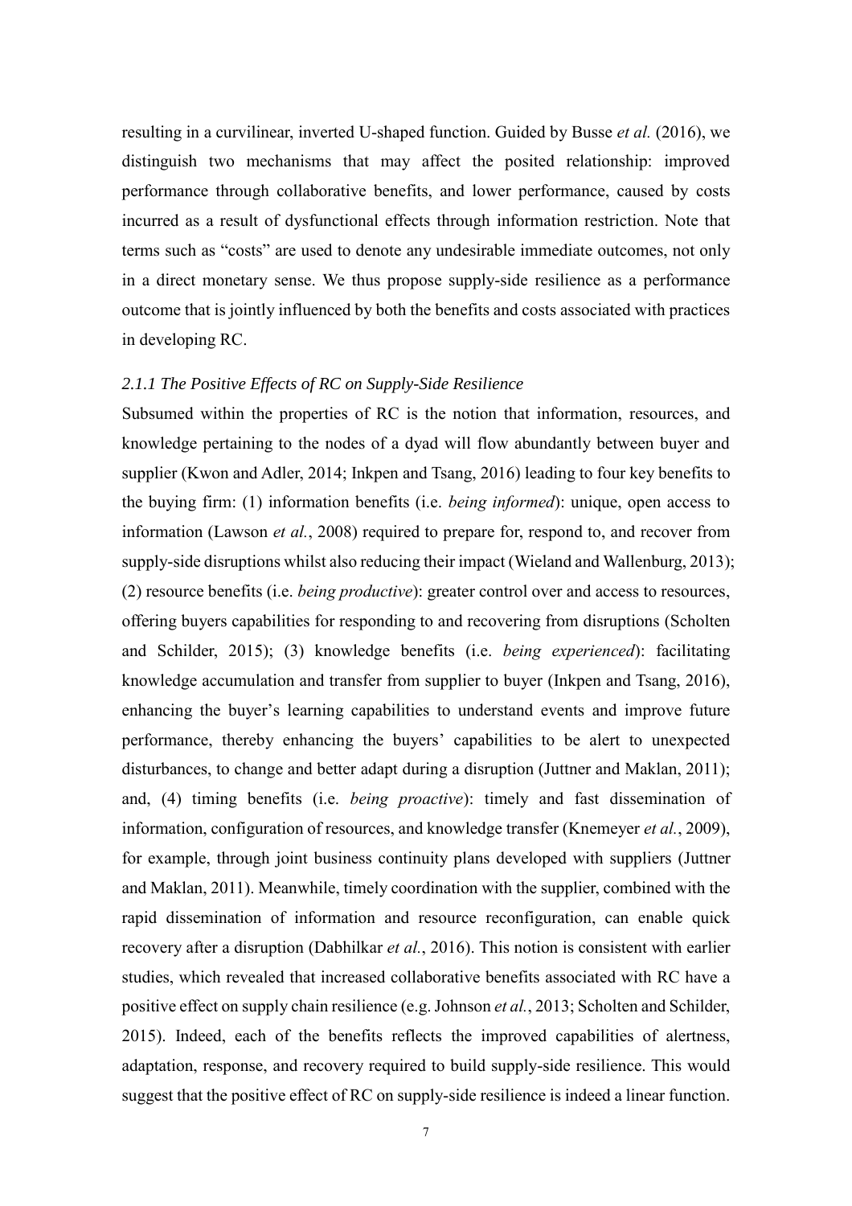resulting in a curvilinear, inverted U-shaped function. Guided by Busse *et al.* (2016), we distinguish two mechanisms that may affect the posited relationship: improved performance through collaborative benefits, and lower performance, caused by costs incurred as a result of dysfunctional effects through information restriction. Note that terms such as "costs" are used to denote any undesirable immediate outcomes, not only in a direct monetary sense. We thus propose supply-side resilience as a performance outcome that is jointly influenced by both the benefits and costs associated with practices in developing RC.

### *2.1.1 The Positive Effects of RC on Supply-Side Resilience*

Subsumed within the properties of RC is the notion that information, resources, and knowledge pertaining to the nodes of a dyad will flow abundantly between buyer and supplier (Kwon and Adler, 2014; Inkpen and Tsang, 2016) leading to four key benefits to the buying firm: (1) information benefits (i.e. *being informed*): unique, open access to information (Lawson *et al.*, 2008) required to prepare for, respond to, and recover from supply-side disruptions whilst also reducing their impact (Wieland and Wallenburg, 2013); (2) resource benefits (i.e. *being productive*): greater control over and access to resources, offering buyers capabilities for responding to and recovering from disruptions (Scholten and Schilder, 2015); (3) knowledge benefits (i.e. *being experienced*): facilitating knowledge accumulation and transfer from supplier to buyer (Inkpen and Tsang, 2016), enhancing the buyer's learning capabilities to understand events and improve future performance, thereby enhancing the buyers' capabilities to be alert to unexpected disturbances, to change and better adapt during a disruption (Juttner and Maklan, 2011); and, (4) timing benefits (i.e. *being proactive*): timely and fast dissemination of information, configuration of resources, and knowledge transfer (Knemeyer *et al.*, 2009), for example, through joint business continuity plans developed with suppliers (Juttner and Maklan, 2011). Meanwhile, timely coordination with the supplier, combined with the rapid dissemination of information and resource reconfiguration, can enable quick recovery after a disruption (Dabhilkar *et al.*, 2016). This notion is consistent with earlier studies, which revealed that increased collaborative benefits associated with RC have a positive effect on supply chain resilience (e.g. Johnson *et al.*, 2013; Scholten and Schilder, 2015). Indeed, each of the benefits reflects the improved capabilities of alertness, adaptation, response, and recovery required to build supply-side resilience. This would suggest that the positive effect of RC on supply-side resilience is indeed a linear function.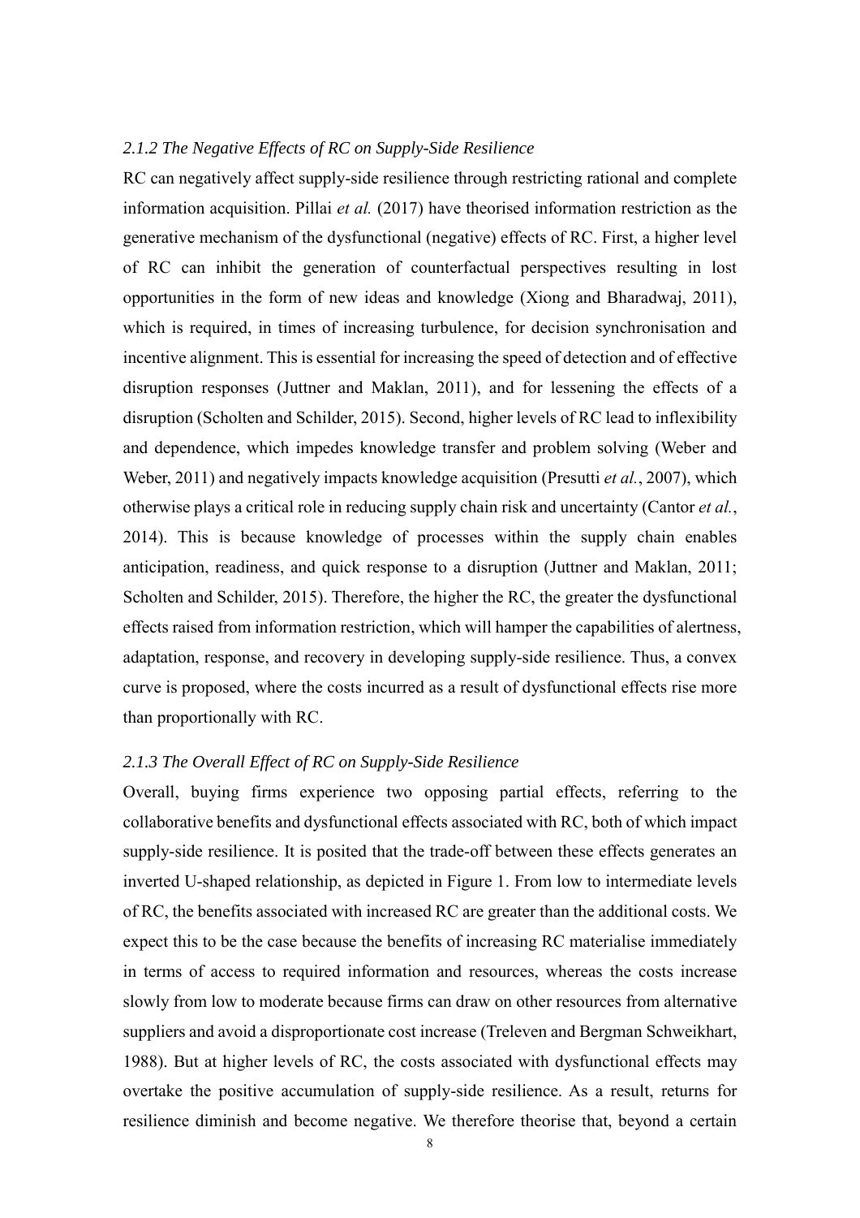### *2.1.2 The Negative Effects of RC on Supply-Side Resilience*

RC can negatively affect supply-side resilience through restricting rational and complete information acquisition. Pillai *et al.* (2017) have theorised information restriction as the generative mechanism of the dysfunctional (negative) effects of RC. First, a higher level of RC can inhibit the generation of counterfactual perspectives resulting in lost opportunities in the form of new ideas and knowledge (Xiong and Bharadwaj, 2011), which is required, in times of increasing turbulence, for decision synchronisation and incentive alignment. This is essential for increasing the speed of detection and of effective disruption responses (Juttner and Maklan, 2011), and for lessening the effects of a disruption (Scholten and Schilder, 2015). Second, higher levels of RC lead to inflexibility and dependence, which impedes knowledge transfer and problem solving (Weber and Weber, 2011) and negatively impacts knowledge acquisition (Presutti *et al.*, 2007), which otherwise plays a critical role in reducing supply chain risk and uncertainty (Cantor *et al.*, 2014). This is because knowledge of processes within the supply chain enables anticipation, readiness, and quick response to a disruption (Juttner and Maklan, 2011; Scholten and Schilder, 2015). Therefore, the higher the RC, the greater the dysfunctional effects raised from information restriction, which will hamper the capabilities of alertness, adaptation, response, and recovery in developing supply-side resilience. Thus, a convex curve is proposed, where the costs incurred as a result of dysfunctional effects rise more than proportionally with RC.

### *2.1.3 The Overall Effect of RC on Supply-Side Resilience*

Overall, buying firms experience two opposing partial effects, referring to the collaborative benefits and dysfunctional effects associated with RC, both of which impact supply-side resilience. It is posited that the trade-off between these effects generates an inverted U-shaped relationship, as depicted in Figure 1. From low to intermediate levels of RC, the benefits associated with increased RC are greater than the additional costs. We expect this to be the case because the benefits of increasing RC materialise immediately in terms of access to required information and resources, whereas the costs increase slowly from low to moderate because firms can draw on other resources from alternative suppliers and avoid a disproportionate cost increase (Treleven and Bergman Schweikhart, 1988). But at higher levels of RC, the costs associated with dysfunctional effects may overtake the positive accumulation of supply-side resilience. As a result, returns for resilience diminish and become negative. We therefore theorise that, beyond a certain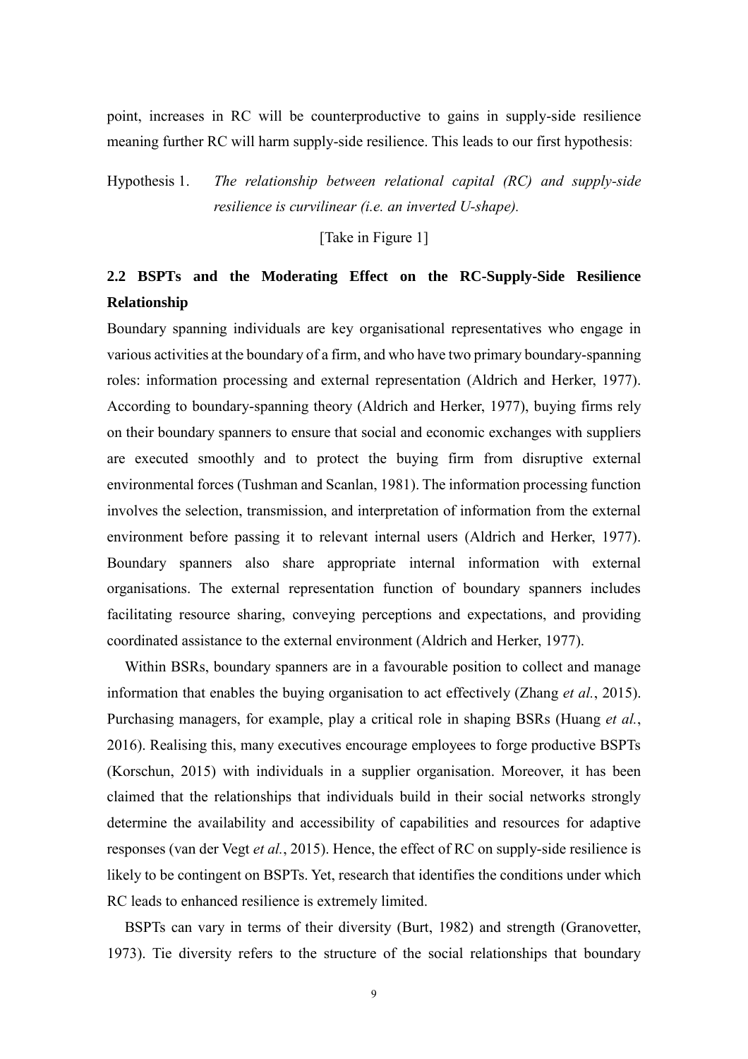point, increases in RC will be counterproductive to gains in supply-side resilience meaning further RC will harm supply-side resilience. This leads to our first hypothesis:

Hypothesis 1. *The relationship between relational capital (RC) and supply-side resilience is curvilinear (i.e. an inverted U-shape).*

[Take in Figure 1]

## 2.2 BSPTs and the Moderating Effect on the RC-Supply-Side Resilience Relationship

Boundary spanning individuals are key organisational representatives who engage in various activities at the boundary of a firm, and who have two primary boundary-spanning roles: information processing and external representation (Aldrich and Herker, 1977). According to boundary-spanning theory (Aldrich and Herker, 1977), buying firms rely on their boundary spanners to ensure that social and economic exchanges with suppliers are executed smoothly and to protect the buying firm from disruptive external environmental forces (Tushman and Scanlan, 1981). The information processing function involves the selection, transmission, and interpretation of information from the external environment before passing it to relevant internal users (Aldrich and Herker, 1977). Boundary spanners also share appropriate internal information with external organisations. The external representation function of boundary spanners includes facilitating resource sharing, conveying perceptions and expectations, and providing coordinated assistance to the external environment (Aldrich and Herker, 1977).

Within BSRs, boundary spanners are in a favourable position to collect and manage information that enables the buying organisation to act effectively (Zhang *et al.*, 2015). Purchasing managers, for example, play a critical role in shaping BSRs (Huang *et al.*, 2016). Realising this, many executives encourage employees to forge productive BSPTs (Korschun, 2015) with individuals in a supplier organisation. Moreover, it has been claimed that the relationships that individuals build in their social networks strongly determine the availability and accessibility of capabilities and resources for adaptive responses (van der Vegt *et al.*, 2015). Hence, the effect of RC on supply-side resilience is likely to be contingent on BSPTs. Yet, research that identifies the conditions under which RC leads to enhanced resilience is extremely limited.

BSPTs can vary in terms of their diversity (Burt, 1982) and strength (Granovetter, 1973). Tie diversity refers to the structure of the social relationships that boundary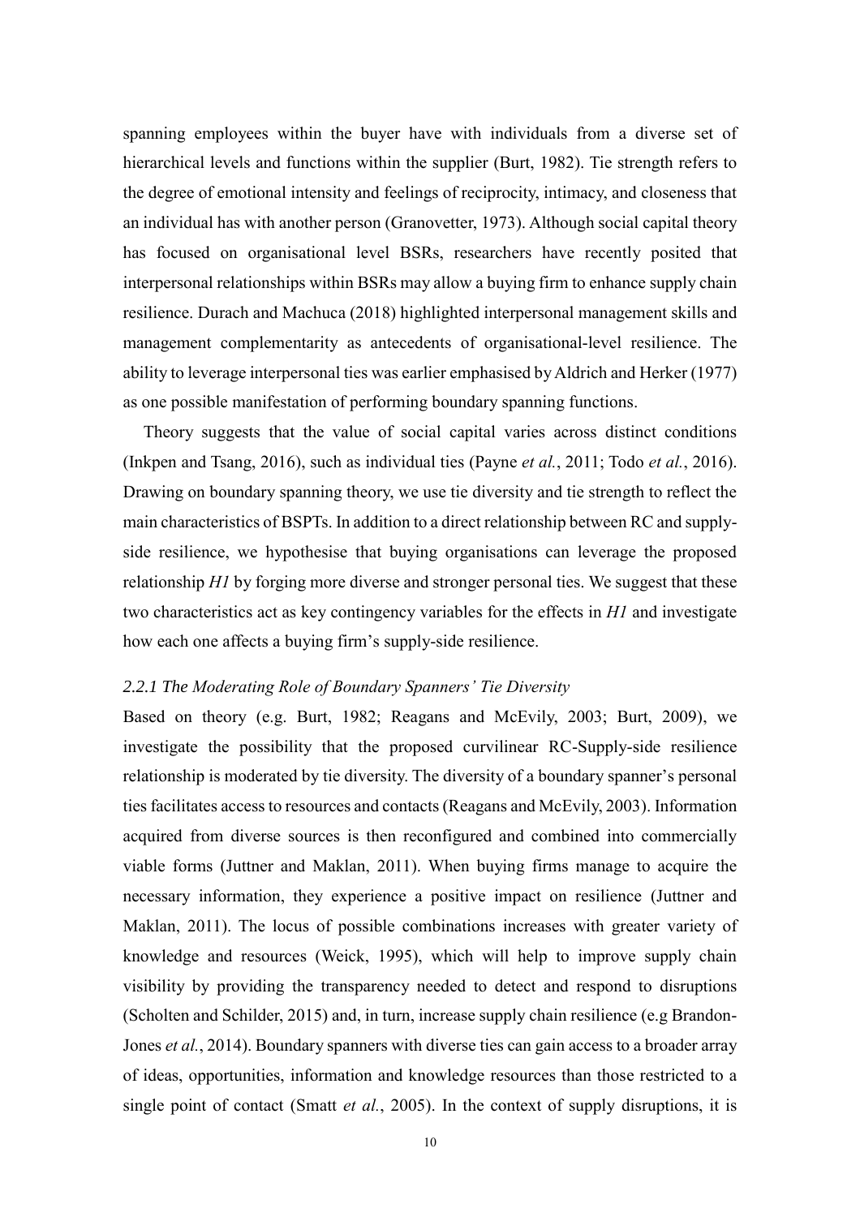spanning employees within the buyer have with individuals from a diverse set of hierarchical levels and functions within the supplier (Burt, 1982). Tie strength refers to the degree of emotional intensity and feelings of reciprocity, intimacy, and closeness that an individual has with another person (Granovetter, 1973). Although social capital theory has focused on organisational level BSRs, researchers have recently posited that interpersonal relationships within BSRs may allow a buying firm to enhance supply chain resilience. Durach and Machuca (2018) highlighted interpersonal management skills and management complementarity as antecedents of organisational-level resilience. The ability to leverage interpersonal ties was earlier emphasised by Aldrich and Herker (1977) as one possible manifestation of performing boundary spanning functions.

Theory suggests that the value of social capital varies across distinct conditions (Inkpen and Tsang, 2016), such as individual ties (Payne *et al.*, 2011; Todo *et al.*, 2016). Drawing on boundary spanning theory, we use tie diversity and tie strength to reflect the main characteristics of BSPTs. In addition to a direct relationship between RC and supply-side resilience, we hypothesise that buying organisations can leverage the proposed relationship *H1* by forging more diverse and stronger personal ties. We suggest that these two characteristics act as key contingency variables for the effects in *H1* and investigate how each one affects a buying firm's supply-side resilience.

### *2.2.1 The Moderating Role of Boundary Spanners' Tie Diversity*

Based on theory (e.g. Burt, 1982; Reagans and McEvily, 2003; Burt, 2009), we investigate the possibility that the proposed curvilinear RC-Supply-side resilience relationship is moderated by tie diversity. The diversity of a boundary spanner's personal ties facilitates access to resources and contacts (Reagans and McEvily, 2003). Information acquired from diverse sources is then reconfigured and combined into commercially viable forms (Juttner and Maklan, 2011). When buying firms manage to acquire the necessary information, they experience a positive impact on resilience (Juttner and Maklan, 2011). The locus of possible combinations increases with greater variety of knowledge and resources (Weick, 1995), which will help to improve supply chain visibility by providing the transparency needed to detect and respond to disruptions (Scholten and Schilder, 2015) and, in turn, increase supply chain resilience (e.g Brandon-Jones *et al.*, 2014). Boundary spanners with diverse ties can gain access to a broader array of ideas, opportunities, information and knowledge resources than those restricted to a single point of contact (Smatt *et al.*, 2005). In the context of supply disruptions, it is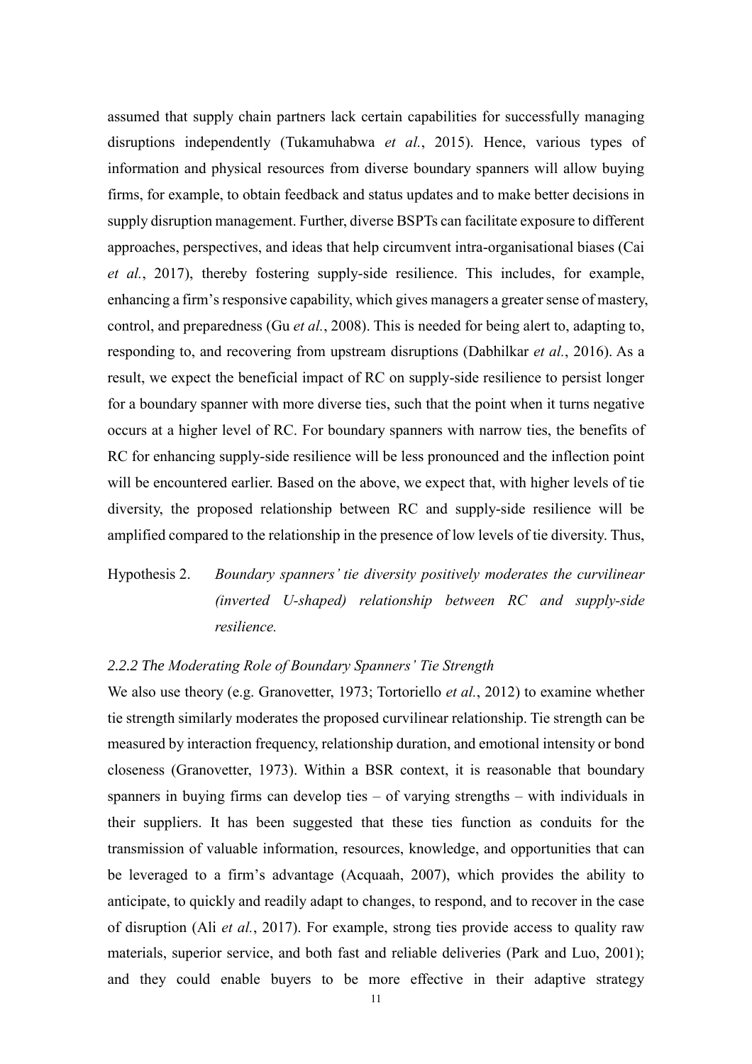assumed that supply chain partners lack certain capabilities for successfully managing disruptions independently (Tukamuhabwa *et al.*, 2015). Hence, various types of information and physical resources from diverse boundary spanners will allow buying firms, for example, to obtain feedback and status updates and to make better decisions in supply disruption management. Further, diverse BSPTs can facilitate exposure to different approaches, perspectives, and ideas that help circumvent intra-organisational biases (Cai *et al.*, 2017), thereby fostering supply-side resilience. This includes, for example, enhancing a firm's responsive capability, which gives managers a greater sense of mastery, control, and preparedness (Gu *et al.*, 2008). This is needed for being alert to, adapting to, responding to, and recovering from upstream disruptions (Dabhilkar *et al.*, 2016). As a result, we expect the beneficial impact of RC on supply-side resilience to persist longer for a boundary spanner with more diverse ties, such that the point when it turns negative occurs at a higher level of RC. For boundary spanners with narrow ties, the benefits of RC for enhancing supply-side resilience will be less pronounced and the inflection point will be encountered earlier. Based on the above, we expect that, with higher levels of tie diversity, the proposed relationship between RC and supply-side resilience will be amplified compared to the relationship in the presence of low levels of tie diversity. Thus,

Hypothesis 2. *Boundary spanners' tie diversity positively moderates the curvilinear (inverted U-shaped) relationship between RC and supply-side resilience.*

### *2.2.2 The Moderating Role of Boundary Spanners' Tie Strength*

We also use theory (e.g. Granovetter, 1973; Tortoriello *et al.*, 2012) to examine whether tie strength similarly moderates the proposed curvilinear relationship. Tie strength can be measured by interaction frequency, relationship duration, and emotional intensity or bond closeness (Granovetter, 1973). Within a BSR context, it is reasonable that boundary spanners in buying firms can develop ties – of varying strengths – with individuals in their suppliers. It has been suggested that these ties function as conduits for the transmission of valuable information, resources, knowledge, and opportunities that can be leveraged to a firm's advantage (Acquaah, 2007), which provides the ability to anticipate, to quickly and readily adapt to changes, to respond, and to recover in the case of disruption (Ali *et al.*, 2017). For example, strong ties provide access to quality raw materials, superior service, and both fast and reliable deliveries (Park and Luo, 2001); and they could enable buyers to be more effective in their adaptive strategy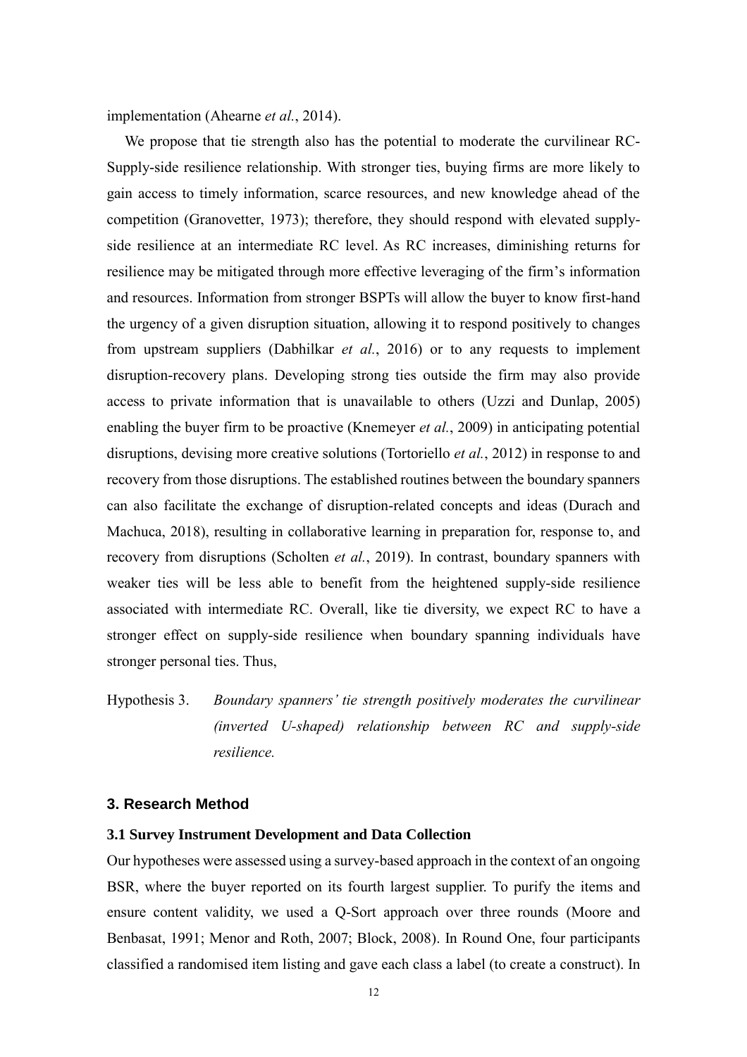implementation (Ahearne *et al.*, 2014).

We propose that tie strength also has the potential to moderate the curvilinear RC-Supply-side resilience relationship. With stronger ties, buying firms are more likely to gain access to timely information, scarce resources, and new knowledge ahead of the competition (Granovetter, 1973); therefore, they should respond with elevated supply-side resilience at an intermediate RC level. As RC increases, diminishing returns for resilience may be mitigated through more effective leveraging of the firm's information and resources. Information from stronger BSPTs will allow the buyer to know first-hand the urgency of a given disruption situation, allowing it to respond positively to changes from upstream suppliers (Dabhilkar *et al.*, 2016) or to any requests to implement disruption-recovery plans. Developing strong ties outside the firm may also provide access to private information that is unavailable to others (Uzzi and Dunlap, 2005) enabling the buyer firm to be proactive (Knemeyer *et al.*, 2009) in anticipating potential disruptions, devising more creative solutions (Tortoriello *et al.*, 2012) in response to and recovery from those disruptions. The established routines between the boundary spanners can also facilitate the exchange of disruption-related concepts and ideas (Durach and Machuca, 2018), resulting in collaborative learning in preparation for, response to, and recovery from disruptions (Scholten *et al.*, 2019). In contrast, boundary spanners with weaker ties will be less able to benefit from the heightened supply-side resilience associated with intermediate RC. Overall, like tie diversity, we expect RC to have a stronger effect on supply-side resilience when boundary spanning individuals have stronger personal ties. Thus,

Hypothesis 3. *Boundary spanners' tie strength positively moderates the curvilinear (inverted U-shaped) relationship between RC and supply-side resilience.*

## 3. Research Method

### 3.1 Survey Instrument Development and Data Collection

Our hypotheses were assessed using a survey-based approach in the context of an ongoing BSR, where the buyer reported on its fourth largest supplier. To purify the items and ensure content validity, we used a Q-Sort approach over three rounds (Moore and Benbasat, 1991; Menor and Roth, 2007; Block, 2008). In Round One, four participants classified a randomised item listing and gave each class a label (to create a construct). In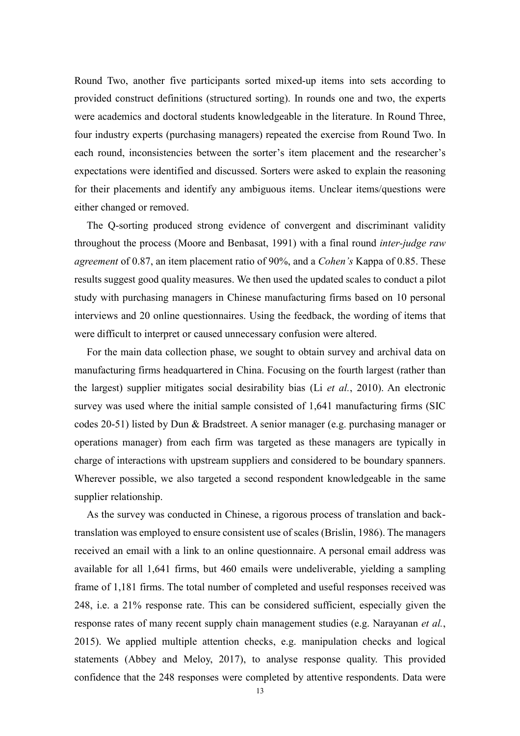Round Two, another five participants sorted mixed-up items into sets according to provided construct definitions (structured sorting). In rounds one and two, the experts were academics and doctoral students knowledgeable in the literature. In Round Three, four industry experts (purchasing managers) repeated the exercise from Round Two. In each round, inconsistencies between the sorter's item placement and the researcher's expectations were identified and discussed. Sorters were asked to explain the reasoning for their placements and identify any ambiguous items. Unclear items/questions were either changed or removed.

The Q-sorting produced strong evidence of convergent and discriminant validity throughout the process (Moore and Benbasat, 1991) with a final round *inter-judge raw agreement* of 0.87, an item placement ratio of 90%, and a *Cohen's* Kappa of 0.85. These results suggest good quality measures. We then used the updated scales to conduct a pilot study with purchasing managers in Chinese manufacturing firms based on 10 personal interviews and 20 online questionnaires. Using the feedback, the wording of items that were difficult to interpret or caused unnecessary confusion were altered.

For the main data collection phase, we sought to obtain survey and archival data on manufacturing firms headquartered in China. Focusing on the fourth largest (rather than the largest) supplier mitigates social desirability bias (Li *et al.*, 2010). An electronic survey was used where the initial sample consisted of 1,641 manufacturing firms (SIC codes 20-51) listed by Dun & Bradstreet. A senior manager (e.g. purchasing manager or operations manager) from each firm was targeted as these managers are typically in charge of interactions with upstream suppliers and considered to be boundary spanners. Wherever possible, we also targeted a second respondent knowledgeable in the same supplier relationship.

As the survey was conducted in Chinese, a rigorous process of translation and back-translation was employed to ensure consistent use of scales (Brislin, 1986). The managers received an email with a link to an online questionnaire. A personal email address was available for all 1,641 firms, but 460 emails were undeliverable, yielding a sampling frame of 1,181 firms. The total number of completed and useful responses received was 248, i.e. a 21% response rate. This can be considered sufficient, especially given the response rates of many recent supply chain management studies (e.g. Narayanan *et al.*, 2015). We applied multiple attention checks, e.g. manipulation checks and logical statements (Abbey and Meloy, 2017), to analyse response quality. This provided confidence that the 248 responses were completed by attentive respondents. Data were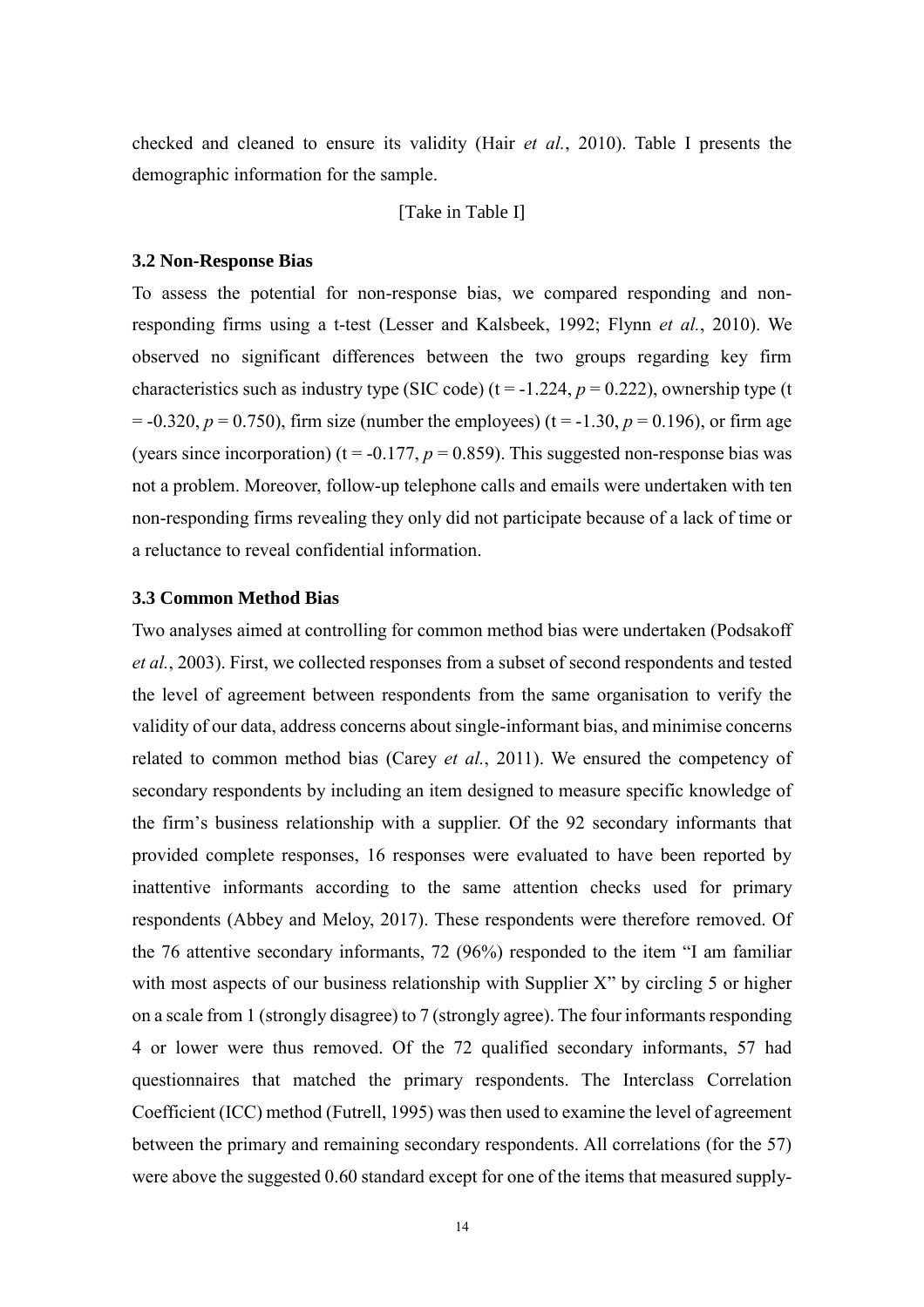checked and cleaned to ensure its validity (Hair *et al.*, 2010). Table I presents the demographic information for the sample.

[Take in Table I]

### 3.2 Non-Response Bias

To assess the potential for non-response bias, we compared responding and non-responding firms using a t-test (Lesser and Kalsbeek, 1992; Flynn *et al.*, 2010). We observed no significant differences between the two groups regarding key firm characteristics such as industry type (SIC code) ($t = -1.224$, $p = 0.222$), ownership type ($t = -0.320$, $p = 0.750$), firm size (number the employees) ($t = -1.30$, $p = 0.196$), or firm age (years since incorporation) ($t = -0.177$, $p = 0.859$). This suggested non-response bias was not a problem. Moreover, follow-up telephone calls and emails were undertaken with ten non-responding firms revealing they only did not participate because of a lack of time or a reluctance to reveal confidential information.

### 3.3 Common Method Bias

Two analyses aimed at controlling for common method bias were undertaken (Podsakoff *et al.*, 2003). First, we collected responses from a subset of second respondents and tested the level of agreement between respondents from the same organisation to verify the validity of our data, address concerns about single-informant bias, and minimise concerns related to common method bias (Carey *et al.*, 2011). We ensured the competency of secondary respondents by including an item designed to measure specific knowledge of the firm's business relationship with a supplier. Of the 92 secondary informants that provided complete responses, 16 responses were evaluated to have been reported by inattentive informants according to the same attention checks used for primary respondents (Abbey and Meloy, 2017). These respondents were therefore removed. Of the 76 attentive secondary informants, 72 (96%) responded to the item "I am familiar with most aspects of our business relationship with Supplier X" by circling 5 or higher on a scale from 1 (strongly disagree) to 7 (strongly agree). The four informants responding 4 or lower were thus removed. Of the 72 qualified secondary informants, 57 had questionnaires that matched the primary respondents. The Interclass Correlation Coefficient (ICC) method (Futrell, 1995) was then used to examine the level of agreement between the primary and remaining secondary respondents. All correlations (for the 57) were above the suggested 0.60 standard except for one of the items that measured supply-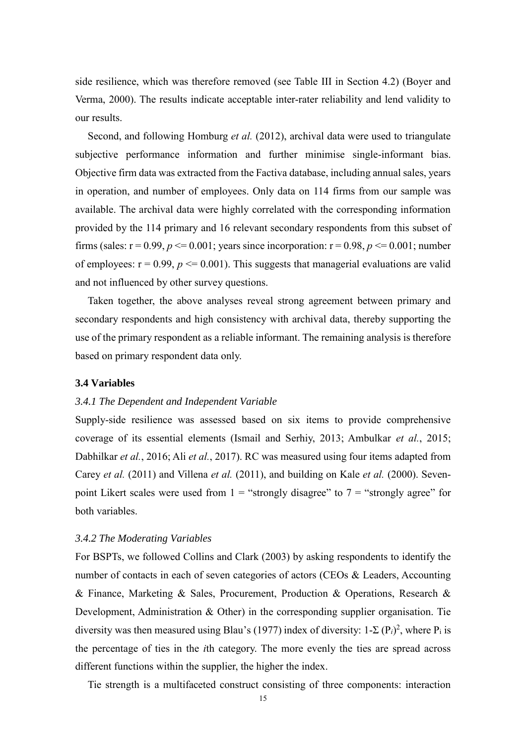side resilience, which was therefore removed (see Table III in Section 4.2) (Boyer and Verma, 2000). The results indicate acceptable inter-rater reliability and lend validity to our results.

Second, and following Homburg *et al.* (2012), archival data were used to triangulate subjective performance information and further minimise single-informant bias. Objective firm data was extracted from the Factiva database, including annual sales, years in operation, and number of employees. Only data on 114 firms from our sample was available. The archival data were highly correlated with the corresponding information provided by the 114 primary and 16 relevant secondary respondents from this subset of firms (sales: $r = 0.99$, $p <= 0.001$; years since incorporation: $r = 0.98$, $p <= 0.001$; number of employees: $r = 0.99$, $p <= 0.001$). This suggests that managerial evaluations are valid and not influenced by other survey questions.

Taken together, the above analyses reveal strong agreement between primary and secondary respondents and high consistency with archival data, thereby supporting the use of the primary respondent as a reliable informant. The remaining analysis is therefore based on primary respondent data only.

### 3.4 Variables

#### *3.4.1 The Dependent and Independent Variable*

Supply-side resilience was assessed based on six items to provide comprehensive coverage of its essential elements (Ismail and Serhiy, 2013; Ambulkar *et al.*, 2015; Dabhilkar *et al.*, 2016; Ali *et al.*, 2017). RC was measured using four items adapted from Carey *et al.* (2011) and Villena *et al.* (2011), and building on Kale *et al.* (2000). Seven-point Likert scales were used from 1 = "strongly disagree" to 7 = "strongly agree" for both variables.

#### *3.4.2 The Moderating Variables*

For BSPTs, we followed Collins and Clark (2003) by asking respondents to identify the number of contacts in each of seven categories of actors (CEOs & Leaders, Accounting & Finance, Marketing & Sales, Procurement, Production & Operations, Research & Development, Administration & Other) in the corresponding supplier organisation. Tie diversity was then measured using Blau's (1977) index of diversity: $1-\Sigma (P_i)^2$, where $P_i$ is the percentage of ties in the *i*th category. The more evenly the ties are spread across different functions within the supplier, the higher the index.

Tie strength is a multifaceted construct consisting of three components: interaction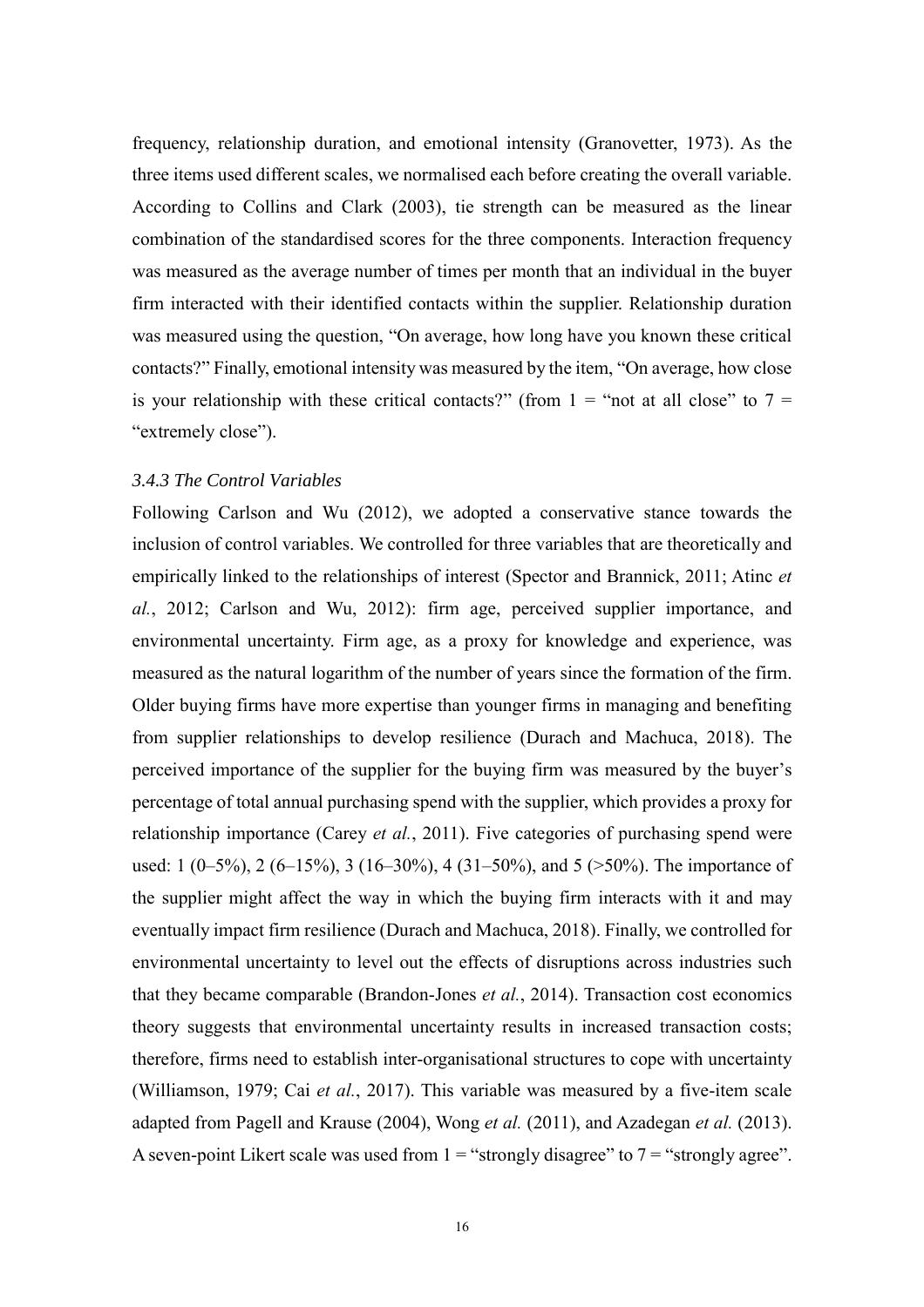frequency, relationship duration, and emotional intensity (Granovetter, 1973). As the three items used different scales, we normalised each before creating the overall variable. According to Collins and Clark (2003), tie strength can be measured as the linear combination of the standardised scores for the three components. Interaction frequency was measured as the average number of times per month that an individual in the buyer firm interacted with their identified contacts within the supplier. Relationship duration was measured using the question, "On average, how long have you known these critical contacts?" Finally, emotional intensity was measured by the item, "On average, how close is your relationship with these critical contacts?" (from 1 = "not at all close" to 7 = "extremely close").

### *3.4.3 The Control Variables*

Following Carlson and Wu (2012), we adopted a conservative stance towards the inclusion of control variables. We controlled for three variables that are theoretically and empirically linked to the relationships of interest (Spector and Brannick, 2011; Atinc *et al.*, 2012; Carlson and Wu, 2012): firm age, perceived supplier importance, and environmental uncertainty. Firm age, as a proxy for knowledge and experience, was measured as the natural logarithm of the number of years since the formation of the firm. Older buying firms have more expertise than younger firms in managing and benefiting from supplier relationships to develop resilience (Durach and Machuca, 2018). The perceived importance of the supplier for the buying firm was measured by the buyer's percentage of total annual purchasing spend with the supplier, which provides a proxy for relationship importance (Carey *et al.*, 2011). Five categories of purchasing spend were used: 1 (0–5%), 2 (6–15%), 3 (16–30%), 4 (31–50%), and 5 (>50%). The importance of the supplier might affect the way in which the buying firm interacts with it and may eventually impact firm resilience (Durach and Machuca, 2018). Finally, we controlled for environmental uncertainty to level out the effects of disruptions across industries such that they became comparable (Brandon-Jones *et al.*, 2014). Transaction cost economics theory suggests that environmental uncertainty results in increased transaction costs; therefore, firms need to establish inter-organisational structures to cope with uncertainty (Williamson, 1979; Cai *et al.*, 2017). This variable was measured by a five-item scale adapted from Pagell and Krause (2004), Wong *et al.* (2011), and Azadegan *et al.* (2013). A seven-point Likert scale was used from 1 = "strongly disagree" to 7 = "strongly agree".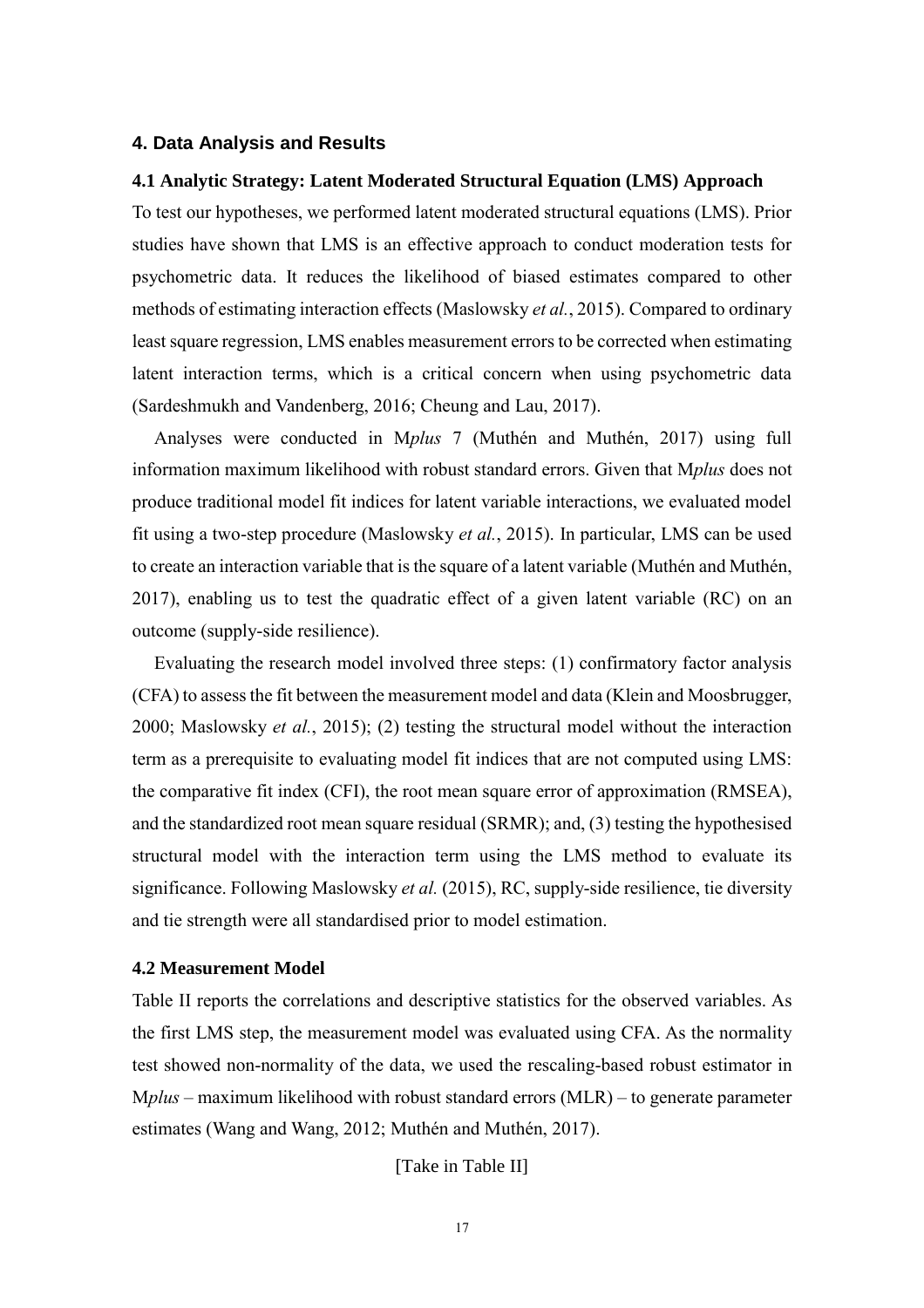## 4. Data Analysis and Results

### 4.1 Analytic Strategy: Latent Moderated Structural Equation (LMS) Approach

To test our hypotheses, we performed latent moderated structural equations (LMS). Prior studies have shown that LMS is an effective approach to conduct moderation tests for psychometric data. It reduces the likelihood of biased estimates compared to other methods of estimating interaction effects (Maslowsky *et al.*, 2015). Compared to ordinary least square regression, LMS enables measurement errors to be corrected when estimating latent interaction terms, which is a critical concern when using psychometric data (Sardeshmukh and Vandenberg, 2016; Cheung and Lau, 2017).

Analyses were conducted in M*plus* 7 (Muthén and Muthén, 2017) using full information maximum likelihood with robust standard errors. Given that M*plus* does not produce traditional model fit indices for latent variable interactions, we evaluated model fit using a two-step procedure (Maslowsky *et al.*, 2015). In particular, LMS can be used to create an interaction variable that is the square of a latent variable (Muthén and Muthén, 2017), enabling us to test the quadratic effect of a given latent variable (RC) on an outcome (supply-side resilience).

Evaluating the research model involved three steps: (1) confirmatory factor analysis (CFA) to assess the fit between the measurement model and data (Klein and Moosbrugger, 2000; Maslowsky *et al.*, 2015); (2) testing the structural model without the interaction term as a prerequisite to evaluating model fit indices that are not computed using LMS: the comparative fit index (CFI), the root mean square error of approximation (RMSEA), and the standardized root mean square residual (SRMR); and, (3) testing the hypothesised structural model with the interaction term using the LMS method to evaluate its significance. Following Maslowsky *et al.* (2015), RC, supply-side resilience, tie diversity and tie strength were all standardised prior to model estimation.

### 4.2 Measurement Model

Table II reports the correlations and descriptive statistics for the observed variables. As the first LMS step, the measurement model was evaluated using CFA. As the normality test showed non-normality of the data, we used the rescaling-based robust estimator in M*plus* – maximum likelihood with robust standard errors (MLR) – to generate parameter estimates (Wang and Wang, 2012; Muthén and Muthén, 2017).

[Take in Table II]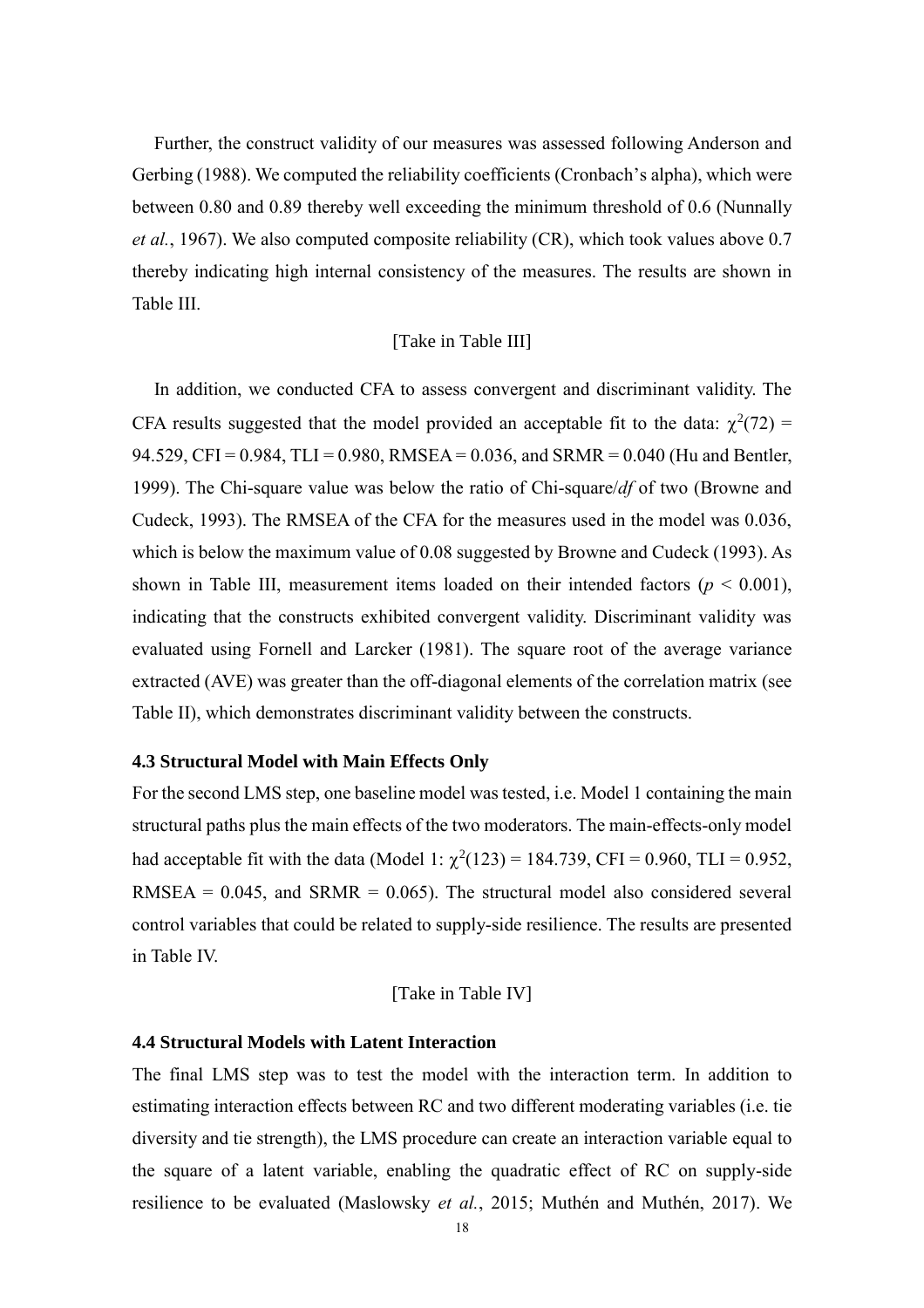Further, the construct validity of our measures was assessed following Anderson and Gerbing (1988). We computed the reliability coefficients (Cronbach's alpha), which were between 0.80 and 0.89 thereby well exceeding the minimum threshold of 0.6 (Nunnally *et al.*, 1967). We also computed composite reliability (CR), which took values above 0.7 thereby indicating high internal consistency of the measures. The results are shown in Table III.

[Take in Table III]

In addition, we conducted CFA to assess convergent and discriminant validity. The CFA results suggested that the model provided an acceptable fit to the data: $\chi^2(72)$ = 94.529, CFI = 0.984, TLI = 0.980, RMSEA = 0.036, and SRMR = 0.040 (Hu and Bentler, 1999). The Chi-square value was below the ratio of Chi-square/*df* of two (Browne and Cudeck, 1993). The RMSEA of the CFA for the measures used in the model was 0.036, which is below the maximum value of 0.08 suggested by Browne and Cudeck (1993). As shown in Table III, measurement items loaded on their intended factors ($p < 0.001$), indicating that the constructs exhibited convergent validity. Discriminant validity was evaluated using Fornell and Larcker (1981). The square root of the average variance extracted (AVE) was greater than the off-diagonal elements of the correlation matrix (see Table II), which demonstrates discriminant validity between the constructs.

### 4.3 Structural Model with Main Effects Only

For the second LMS step, one baseline model was tested, i.e. Model 1 containing the main structural paths plus the main effects of the two moderators. The main-effects-only model had acceptable fit with the data (Model 1: $\chi^2(123)$ = 184.739, CFI = 0.960, TLI = 0.952, RMSEA = 0.045, and SRMR = 0.065). The structural model also considered several control variables that could be related to supply-side resilience. The results are presented in Table IV.

[Take in Table IV]

### 4.4 Structural Models with Latent Interaction

The final LMS step was to test the model with the interaction term. In addition to estimating interaction effects between RC and two different moderating variables (i.e. tie diversity and tie strength), the LMS procedure can create an interaction variable equal to the square of a latent variable, enabling the quadratic effect of RC on supply-side resilience to be evaluated (Maslowsky *et al.*, 2015; Muthén and Muthén, 2017). We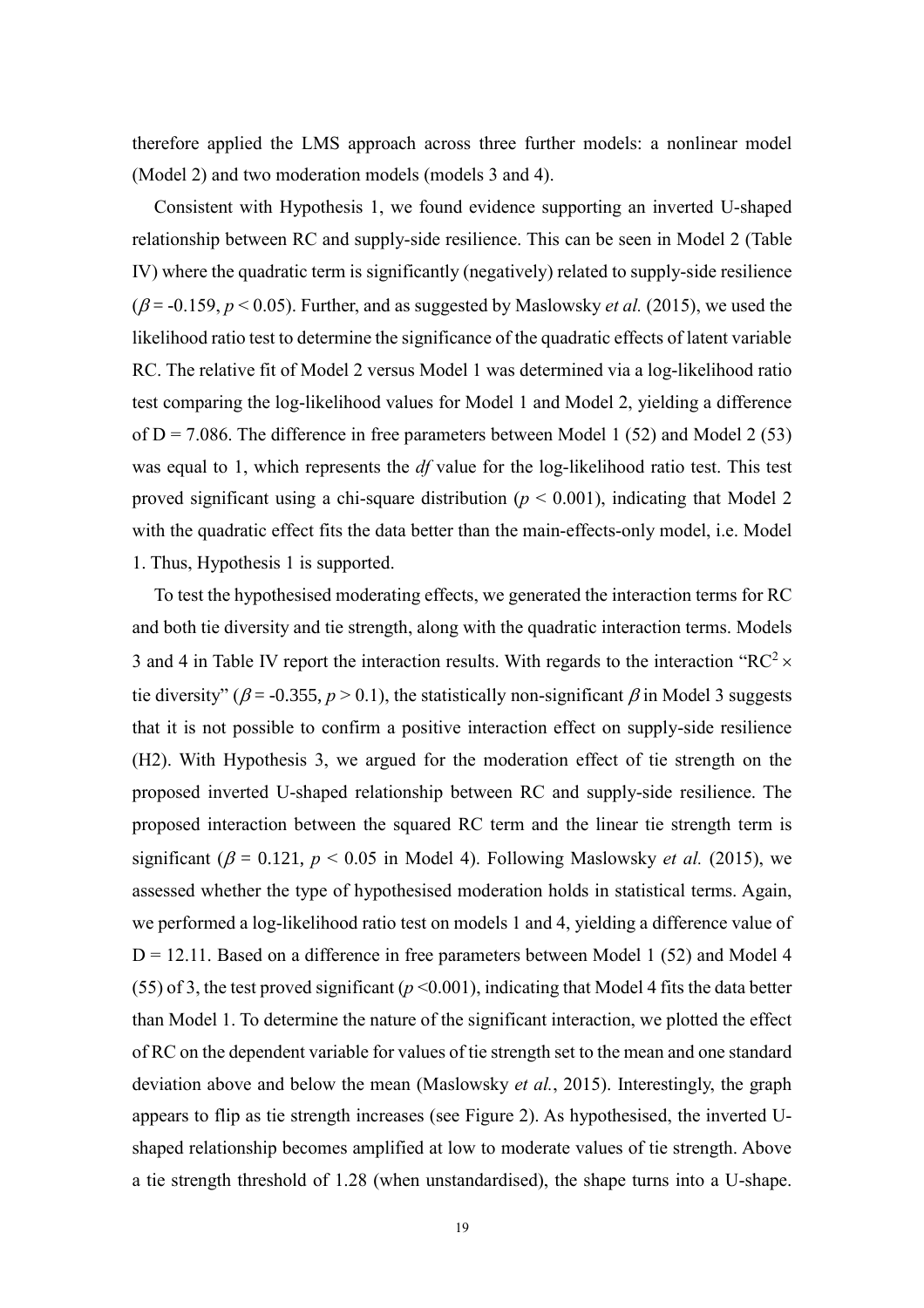therefore applied the LMS approach across three further models: a nonlinear model (Model 2) and two moderation models (models 3 and 4).

Consistent with Hypothesis 1, we found evidence supporting an inverted U-shaped relationship between RC and supply-side resilience. This can be seen in Model 2 (Table IV) where the quadratic term is significantly (negatively) related to supply-side resilience ($\beta$ = -0.159, $p < 0.05$). Further, and as suggested by Maslowsky *et al.* (2015), we used the likelihood ratio test to determine the significance of the quadratic effects of latent variable RC. The relative fit of Model 2 versus Model 1 was determined via a log-likelihood ratio test comparing the log-likelihood values for Model 1 and Model 2, yielding a difference of D = 7.086. The difference in free parameters between Model 1 (52) and Model 2 (53) was equal to 1, which represents the *df* value for the log-likelihood ratio test. This test proved significant using a chi-square distribution ($p < 0.001$), indicating that Model 2 with the quadratic effect fits the data better than the main-effects-only model, i.e. Model 1. Thus, Hypothesis 1 is supported.

To test the hypothesised moderating effects, we generated the interaction terms for RC and both tie diversity and tie strength, along with the quadratic interaction terms. Models 3 and 4 in Table IV report the interaction results. With regards to the interaction "$\text{RC}^2 \times$ tie diversity" ($\beta$ = -0.355, $p > 0.1$), the statistically non-significant $\beta$ in Model 3 suggests that it is not possible to confirm a positive interaction effect on supply-side resilience (H2). With Hypothesis 3, we argued for the moderation effect of tie strength on the proposed inverted U-shaped relationship between RC and supply-side resilience. The proposed interaction between the squared RC term and the linear tie strength term is significant ($\beta$ = 0.121, $p < 0.05$ in Model 4). Following Maslowsky *et al.* (2015), we assessed whether the type of hypothesised moderation holds in statistical terms. Again, we performed a log-likelihood ratio test on models 1 and 4, yielding a difference value of D = 12.11. Based on a difference in free parameters between Model 1 (52) and Model 4 (55) of 3, the test proved significant ($p$ <0.001), indicating that Model 4 fits the data better than Model 1. To determine the nature of the significant interaction, we plotted the effect of RC on the dependent variable for values of tie strength set to the mean and one standard deviation above and below the mean (Maslowsky *et al.*, 2015). Interestingly, the graph appears to flip as tie strength increases (see Figure 2). As hypothesised, the inverted U-shaped relationship becomes amplified at low to moderate values of tie strength. Above a tie strength threshold of 1.28 (when unstandardised), the shape turns into a U-shape.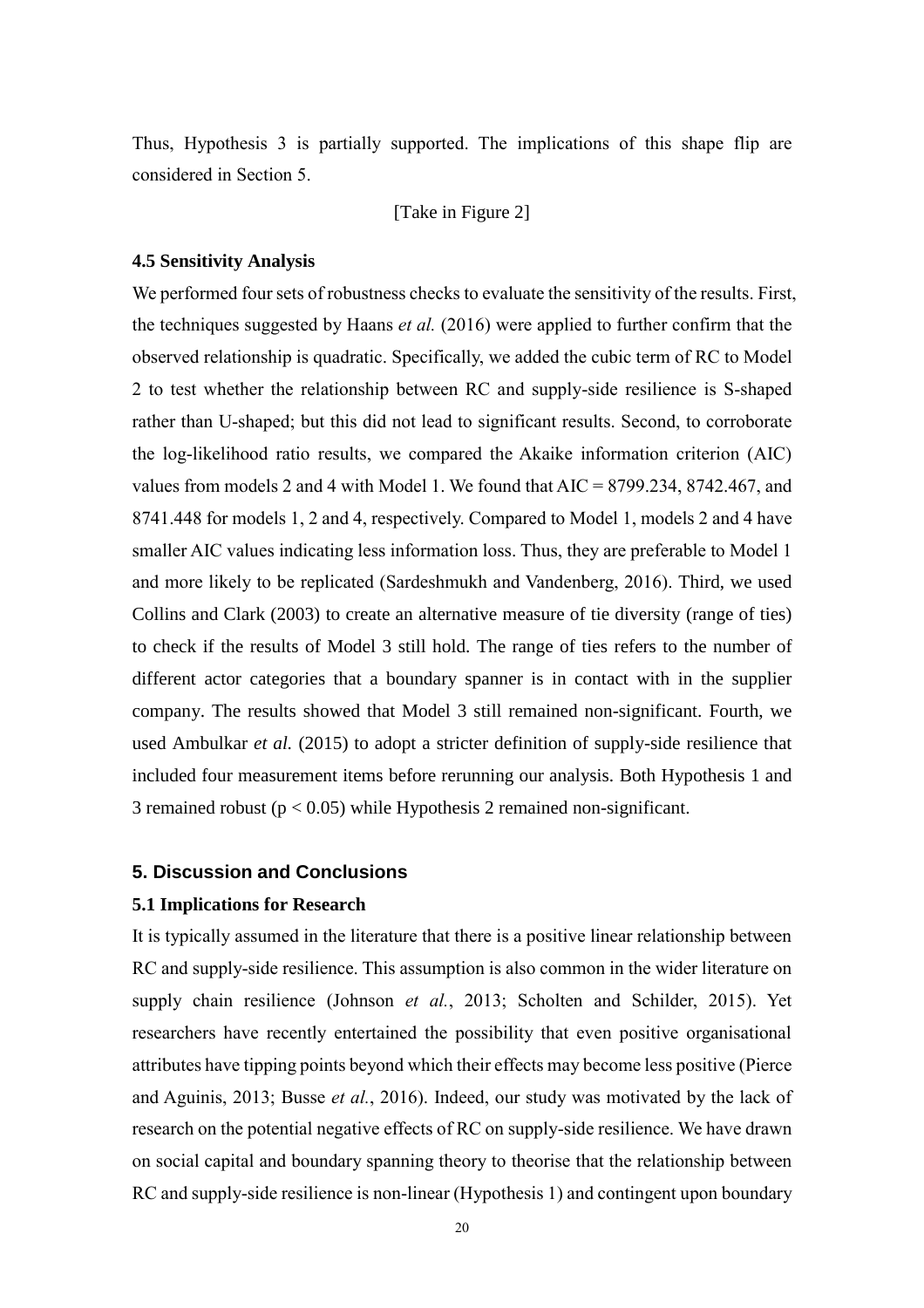Thus, Hypothesis 3 is partially supported. The implications of this shape flip are considered in Section 5.

[Take in Figure 2]

### 4.5 Sensitivity Analysis

We performed four sets of robustness checks to evaluate the sensitivity of the results. First, the techniques suggested by Haans *et al.* (2016) were applied to further confirm that the observed relationship is quadratic. Specifically, we added the cubic term of RC to Model 2 to test whether the relationship between RC and supply-side resilience is S-shaped rather than U-shaped; but this did not lead to significant results. Second, to corroborate the log-likelihood ratio results, we compared the Akaike information criterion (AIC) values from models 2 and 4 with Model 1. We found that AIC = 8799.234, 8742.467, and 8741.448 for models 1, 2 and 4, respectively. Compared to Model 1, models 2 and 4 have smaller AIC values indicating less information loss. Thus, they are preferable to Model 1 and more likely to be replicated (Sardeshmukh and Vandenberg, 2016). Third, we used Collins and Clark (2003) to create an alternative measure of tie diversity (range of ties) to check if the results of Model 3 still hold. The range of ties refers to the number of different actor categories that a boundary spanner is in contact with in the supplier company. The results showed that Model 3 still remained non-significant. Fourth, we used Ambulkar *et al.* (2015) to adopt a stricter definition of supply-side resilience that included four measurement items before rerunning our analysis. Both Hypothesis 1 and 3 remained robust ($p < 0.05$) while Hypothesis 2 remained non-significant.

## 5. Discussion and Conclusions

### 5.1 Implications for Research

It is typically assumed in the literature that there is a positive linear relationship between RC and supply-side resilience. This assumption is also common in the wider literature on supply chain resilience (Johnson *et al.*, 2013; Scholten and Schilder, 2015). Yet researchers have recently entertained the possibility that even positive organisational attributes have tipping points beyond which their effects may become less positive (Pierce and Aguinis, 2013; Busse *et al.*, 2016). Indeed, our study was motivated by the lack of research on the potential negative effects of RC on supply-side resilience. We have drawn on social capital and boundary spanning theory to theorise that the relationship between RC and supply-side resilience is non-linear (Hypothesis 1) and contingent upon boundary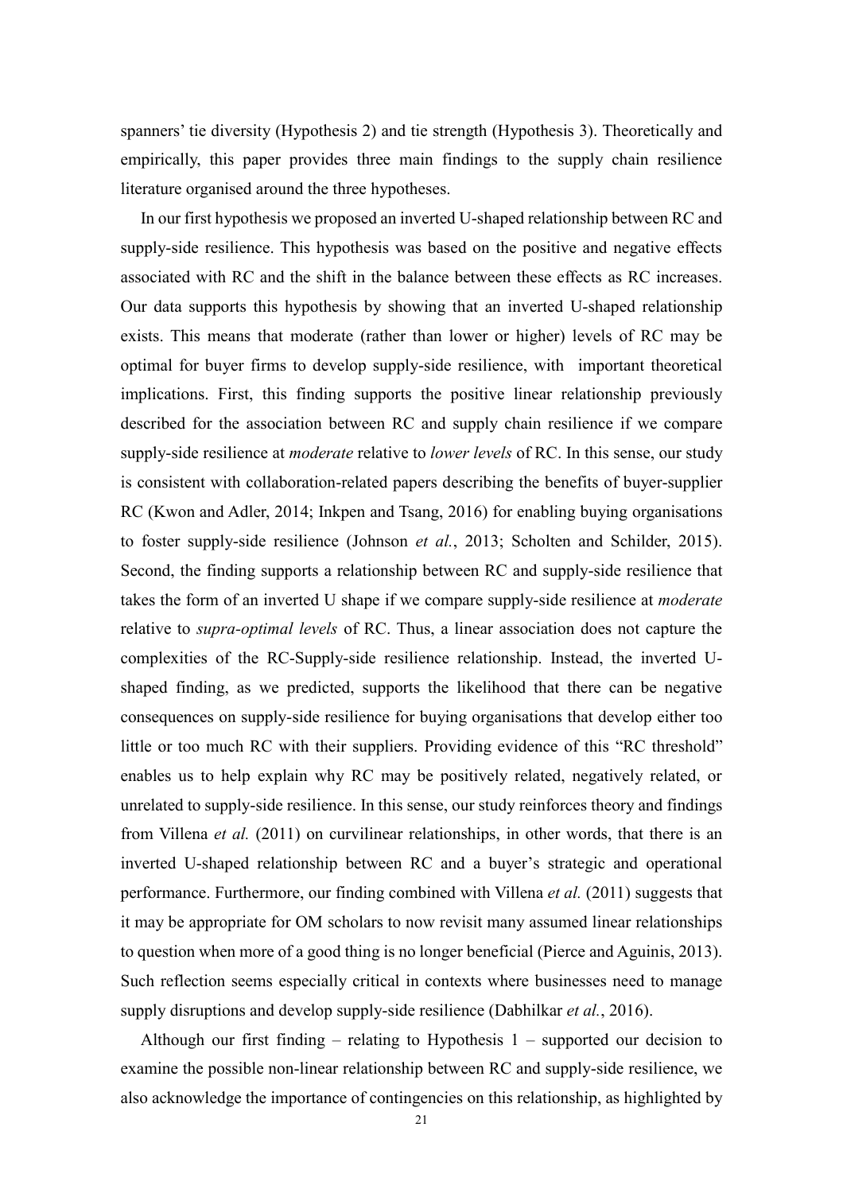spanners' tie diversity (Hypothesis 2) and tie strength (Hypothesis 3). Theoretically and empirically, this paper provides three main findings to the supply chain resilience literature organised around the three hypotheses.

In our first hypothesis we proposed an inverted U-shaped relationship between RC and supply-side resilience. This hypothesis was based on the positive and negative effects associated with RC and the shift in the balance between these effects as RC increases. Our data supports this hypothesis by showing that an inverted U-shaped relationship exists. This means that moderate (rather than lower or higher) levels of RC may be optimal for buyer firms to develop supply-side resilience, with important theoretical implications. First, this finding supports the positive linear relationship previously described for the association between RC and supply chain resilience if we compare supply-side resilience at *moderate* relative to *lower levels* of RC. In this sense, our study is consistent with collaboration-related papers describing the benefits of buyer-supplier RC (Kwon and Adler, 2014; Inkpen and Tsang, 2016) for enabling buying organisations to foster supply-side resilience (Johnson *et al.*, 2013; Scholten and Schilder, 2015). Second, the finding supports a relationship between RC and supply-side resilience that takes the form of an inverted U shape if we compare supply-side resilience at *moderate* relative to *supra-optimal levels* of RC. Thus, a linear association does not capture the complexities of the RC-Supply-side resilience relationship. Instead, the inverted U-shaped finding, as we predicted, supports the likelihood that there can be negative consequences on supply-side resilience for buying organisations that develop either too little or too much RC with their suppliers. Providing evidence of this "RC threshold" enables us to help explain why RC may be positively related, negatively related, or unrelated to supply-side resilience. In this sense, our study reinforces theory and findings from Villena *et al.* (2011) on curvilinear relationships, in other words, that there is an inverted U-shaped relationship between RC and a buyer's strategic and operational performance. Furthermore, our finding combined with Villena *et al.* (2011) suggests that it may be appropriate for OM scholars to now revisit many assumed linear relationships to question when more of a good thing is no longer beneficial (Pierce and Aguinis, 2013). Such reflection seems especially critical in contexts where businesses need to manage supply disruptions and develop supply-side resilience (Dabhilkar *et al.*, 2016).

Although our first finding – relating to Hypothesis 1 – supported our decision to examine the possible non-linear relationship between RC and supply-side resilience, we also acknowledge the importance of contingencies on this relationship, as highlighted by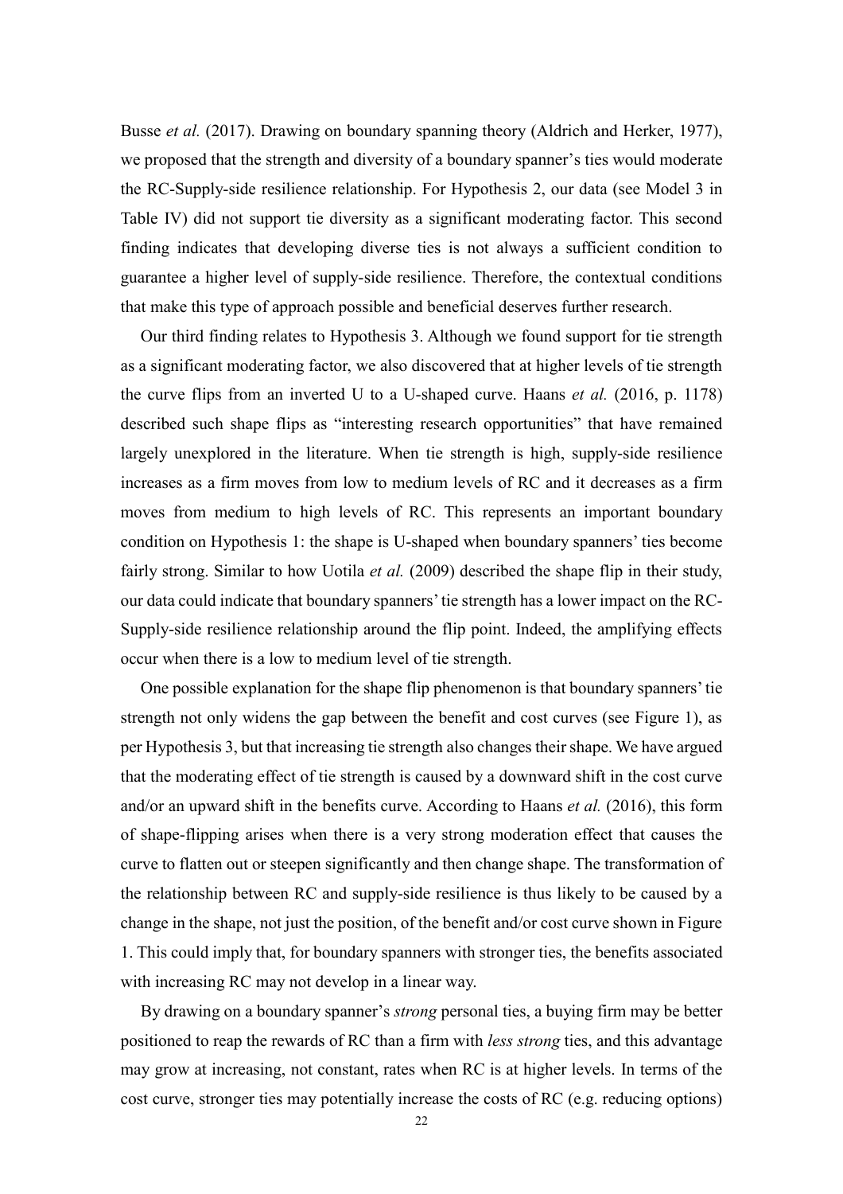Busse *et al.* (2017). Drawing on boundary spanning theory (Aldrich and Herker, 1977), we proposed that the strength and diversity of a boundary spanner's ties would moderate the RC-Supply-side resilience relationship. For Hypothesis 2, our data (see Model 3 in Table IV) did not support tie diversity as a significant moderating factor. This second finding indicates that developing diverse ties is not always a sufficient condition to guarantee a higher level of supply-side resilience. Therefore, the contextual conditions that make this type of approach possible and beneficial deserves further research.

Our third finding relates to Hypothesis 3. Although we found support for tie strength as a significant moderating factor, we also discovered that at higher levels of tie strength the curve flips from an inverted U to a U-shaped curve. Haans *et al.* (2016, p. 1178) described such shape flips as "interesting research opportunities" that have remained largely unexplored in the literature. When tie strength is high, supply-side resilience increases as a firm moves from low to medium levels of RC and it decreases as a firm moves from medium to high levels of RC. This represents an important boundary condition on Hypothesis 1: the shape is U-shaped when boundary spanners' ties become fairly strong. Similar to how Uotila *et al.* (2009) described the shape flip in their study, our data could indicate that boundary spanners' tie strength has a lower impact on the RC-Supply-side resilience relationship around the flip point. Indeed, the amplifying effects occur when there is a low to medium level of tie strength.

One possible explanation for the shape flip phenomenon is that boundary spanners' tie strength not only widens the gap between the benefit and cost curves (see Figure 1), as per Hypothesis 3, but that increasing tie strength also changes their shape. We have argued that the moderating effect of tie strength is caused by a downward shift in the cost curve and/or an upward shift in the benefits curve. According to Haans *et al.* (2016), this form of shape-flipping arises when there is a very strong moderation effect that causes the curve to flatten out or steepen significantly and then change shape. The transformation of the relationship between RC and supply-side resilience is thus likely to be caused by a change in the shape, not just the position, of the benefit and/or cost curve shown in Figure 1. This could imply that, for boundary spanners with stronger ties, the benefits associated with increasing RC may not develop in a linear way.

By drawing on a boundary spanner's *strong* personal ties, a buying firm may be better positioned to reap the rewards of RC than a firm with *less strong* ties, and this advantage may grow at increasing, not constant, rates when RC is at higher levels. In terms of the cost curve, stronger ties may potentially increase the costs of RC (e.g. reducing options)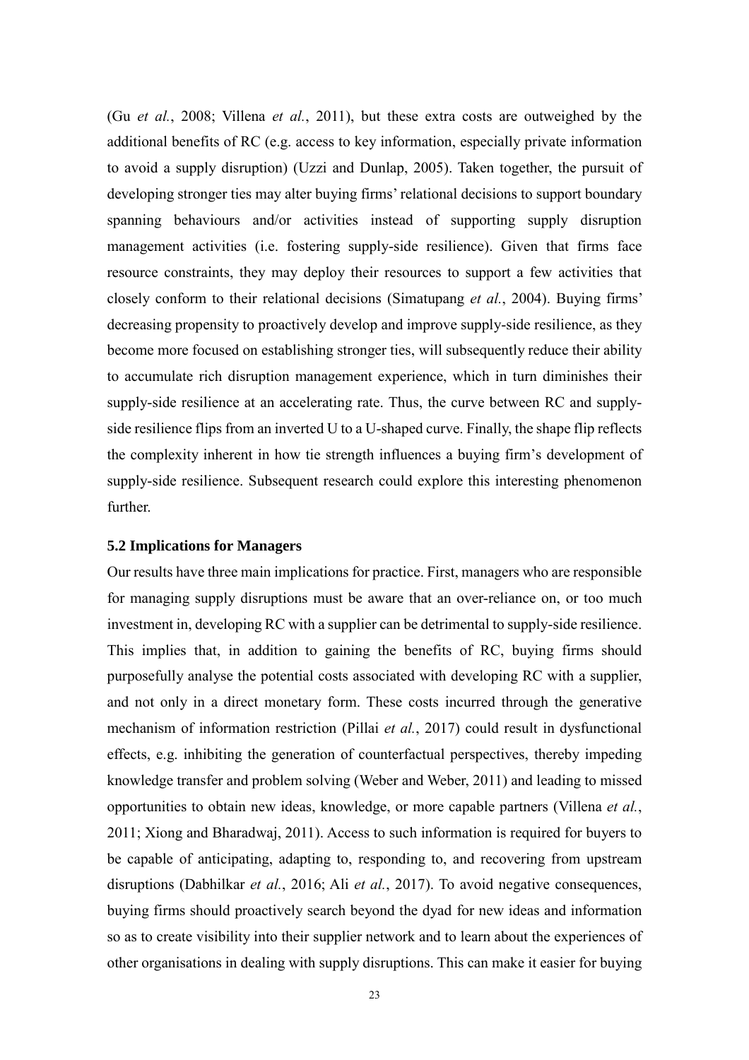(Gu *et al.*, 2008; Villena *et al.*, 2011), but these extra costs are outweighed by the additional benefits of RC (e.g. access to key information, especially private information to avoid a supply disruption) (Uzzi and Dunlap, 2005). Taken together, the pursuit of developing stronger ties may alter buying firms' relational decisions to support boundary spanning behaviours and/or activities instead of supporting supply disruption management activities (i.e. fostering supply-side resilience). Given that firms face resource constraints, they may deploy their resources to support a few activities that closely conform to their relational decisions (Simatupang *et al.*, 2004). Buying firms' decreasing propensity to proactively develop and improve supply-side resilience, as they become more focused on establishing stronger ties, will subsequently reduce their ability to accumulate rich disruption management experience, which in turn diminishes their supply-side resilience at an accelerating rate. Thus, the curve between RC and supply-side resilience flips from an inverted U to a U-shaped curve. Finally, the shape flip reflects the complexity inherent in how tie strength influences a buying firm's development of supply-side resilience. Subsequent research could explore this interesting phenomenon further.

### 5.2 Implications for Managers

Our results have three main implications for practice. First, managers who are responsible for managing supply disruptions must be aware that an over-reliance on, or too much investment in, developing RC with a supplier can be detrimental to supply-side resilience. This implies that, in addition to gaining the benefits of RC, buying firms should purposefully analyse the potential costs associated with developing RC with a supplier, and not only in a direct monetary form. These costs incurred through the generative mechanism of information restriction (Pillai *et al.*, 2017) could result in dysfunctional effects, e.g. inhibiting the generation of counterfactual perspectives, thereby impeding knowledge transfer and problem solving (Weber and Weber, 2011) and leading to missed opportunities to obtain new ideas, knowledge, or more capable partners (Villena *et al.*, 2011; Xiong and Bharadwaj, 2011). Access to such information is required for buyers to be capable of anticipating, adapting to, responding to, and recovering from upstream disruptions (Dabhilkar *et al.*, 2016; Ali *et al.*, 2017). To avoid negative consequences, buying firms should proactively search beyond the dyad for new ideas and information so as to create visibility into their supplier network and to learn about the experiences of other organisations in dealing with supply disruptions. This can make it easier for buying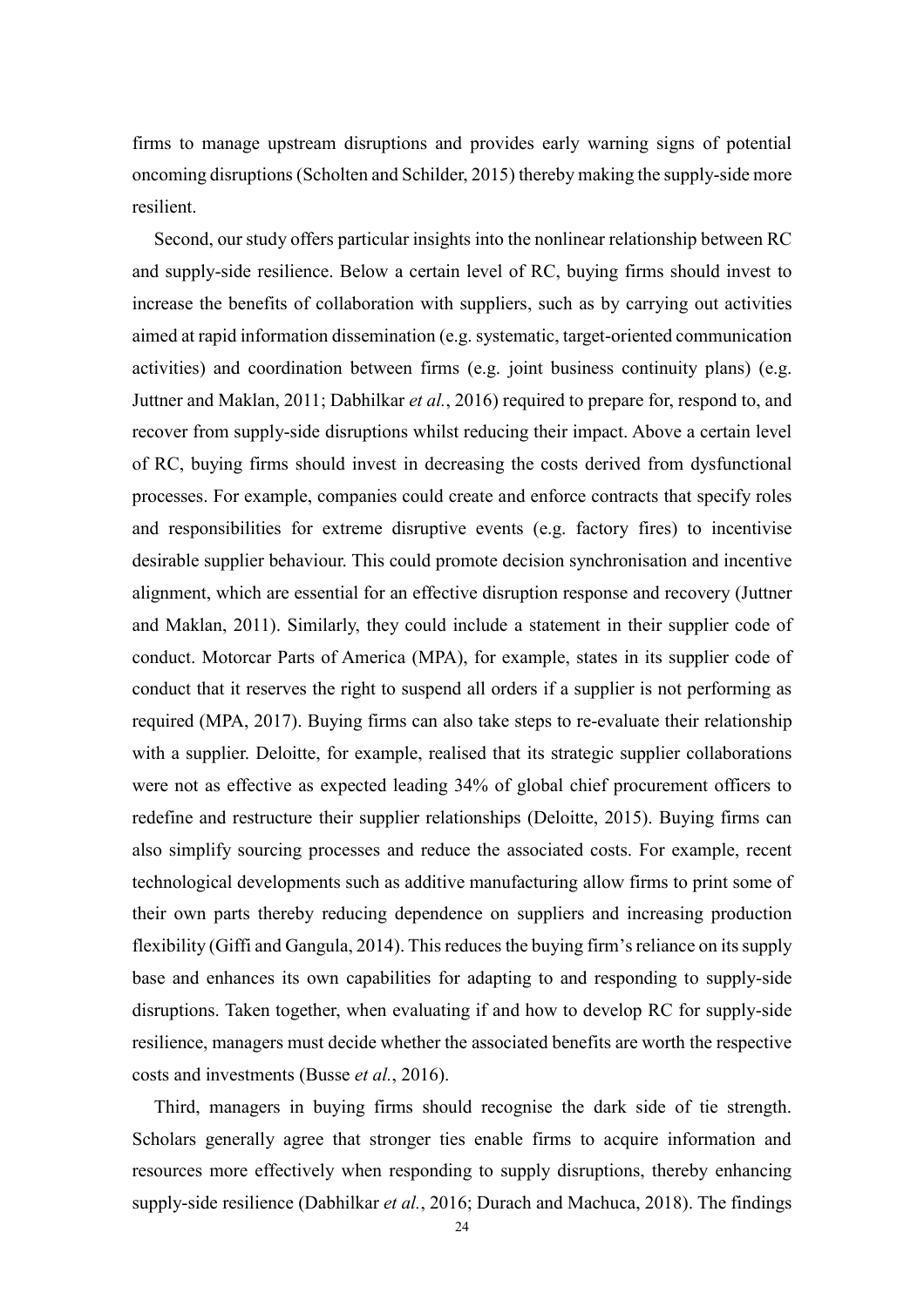firms to manage upstream disruptions and provides early warning signs of potential oncoming disruptions (Scholten and Schilder, 2015) thereby making the supply-side more resilient.

Second, our study offers particular insights into the nonlinear relationship between RC and supply-side resilience. Below a certain level of RC, buying firms should invest to increase the benefits of collaboration with suppliers, such as by carrying out activities aimed at rapid information dissemination (e.g. systematic, target-oriented communication activities) and coordination between firms (e.g. joint business continuity plans) (e.g. Juttner and Maklan, 2011; Dabhilkar *et al.*, 2016) required to prepare for, respond to, and recover from supply-side disruptions whilst reducing their impact. Above a certain level of RC, buying firms should invest in decreasing the costs derived from dysfunctional processes. For example, companies could create and enforce contracts that specify roles and responsibilities for extreme disruptive events (e.g. factory fires) to incentivise desirable supplier behaviour. This could promote decision synchronisation and incentive alignment, which are essential for an effective disruption response and recovery (Juttner and Maklan, 2011). Similarly, they could include a statement in their supplier code of conduct. Motorcar Parts of America (MPA), for example, states in its supplier code of conduct that it reserves the right to suspend all orders if a supplier is not performing as required (MPA, 2017). Buying firms can also take steps to re-evaluate their relationship with a supplier. Deloitte, for example, realised that its strategic supplier collaborations were not as effective as expected leading 34% of global chief procurement officers to redefine and restructure their supplier relationships (Deloitte, 2015). Buying firms can also simplify sourcing processes and reduce the associated costs. For example, recent technological developments such as additive manufacturing allow firms to print some of their own parts thereby reducing dependence on suppliers and increasing production flexibility (Giffi and Gangula, 2014). This reduces the buying firm's reliance on its supply base and enhances its own capabilities for adapting to and responding to supply-side disruptions. Taken together, when evaluating if and how to develop RC for supply-side resilience, managers must decide whether the associated benefits are worth the respective costs and investments (Busse *et al.*, 2016).

Third, managers in buying firms should recognise the dark side of tie strength. Scholars generally agree that stronger ties enable firms to acquire information and resources more effectively when responding to supply disruptions, thereby enhancing supply-side resilience (Dabhilkar *et al.*, 2016; Durach and Machuca, 2018). The findings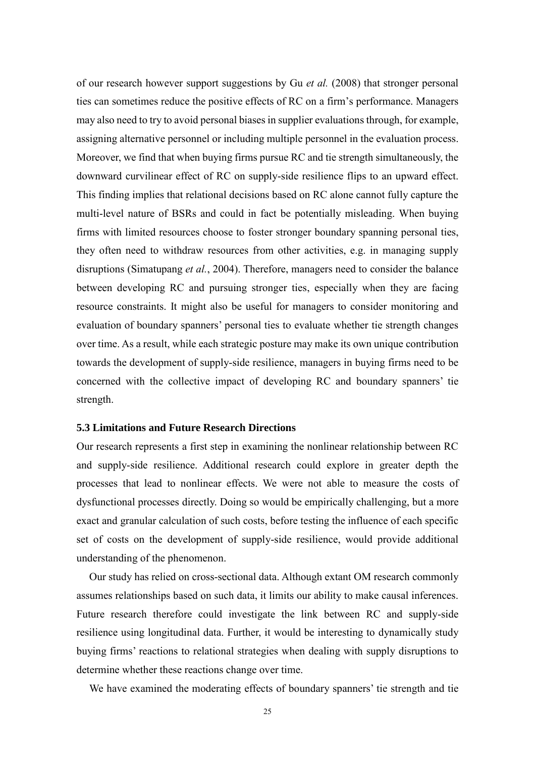of our research however support suggestions by Gu *et al.* (2008) that stronger personal ties can sometimes reduce the positive effects of RC on a firm's performance. Managers may also need to try to avoid personal biases in supplier evaluations through, for example, assigning alternative personnel or including multiple personnel in the evaluation process. Moreover, we find that when buying firms pursue RC and tie strength simultaneously, the downward curvilinear effect of RC on supply-side resilience flips to an upward effect. This finding implies that relational decisions based on RC alone cannot fully capture the multi-level nature of BSRs and could in fact be potentially misleading. When buying firms with limited resources choose to foster stronger boundary spanning personal ties, they often need to withdraw resources from other activities, e.g. in managing supply disruptions (Simatupang *et al.*, 2004). Therefore, managers need to consider the balance between developing RC and pursuing stronger ties, especially when they are facing resource constraints. It might also be useful for managers to consider monitoring and evaluation of boundary spanners' personal ties to evaluate whether tie strength changes over time. As a result, while each strategic posture may make its own unique contribution towards the development of supply-side resilience, managers in buying firms need to be concerned with the collective impact of developing RC and boundary spanners' tie strength.

### 5.3 Limitations and Future Research Directions

Our research represents a first step in examining the nonlinear relationship between RC and supply-side resilience. Additional research could explore in greater depth the processes that lead to nonlinear effects. We were not able to measure the costs of dysfunctional processes directly. Doing so would be empirically challenging, but a more exact and granular calculation of such costs, before testing the influence of each specific set of costs on the development of supply-side resilience, would provide additional understanding of the phenomenon.

Our study has relied on cross-sectional data. Although extant OM research commonly assumes relationships based on such data, it limits our ability to make causal inferences. Future research therefore could investigate the link between RC and supply-side resilience using longitudinal data. Further, it would be interesting to dynamically study buying firms' reactions to relational strategies when dealing with supply disruptions to determine whether these reactions change over time.

We have examined the moderating effects of boundary spanners' tie strength and tie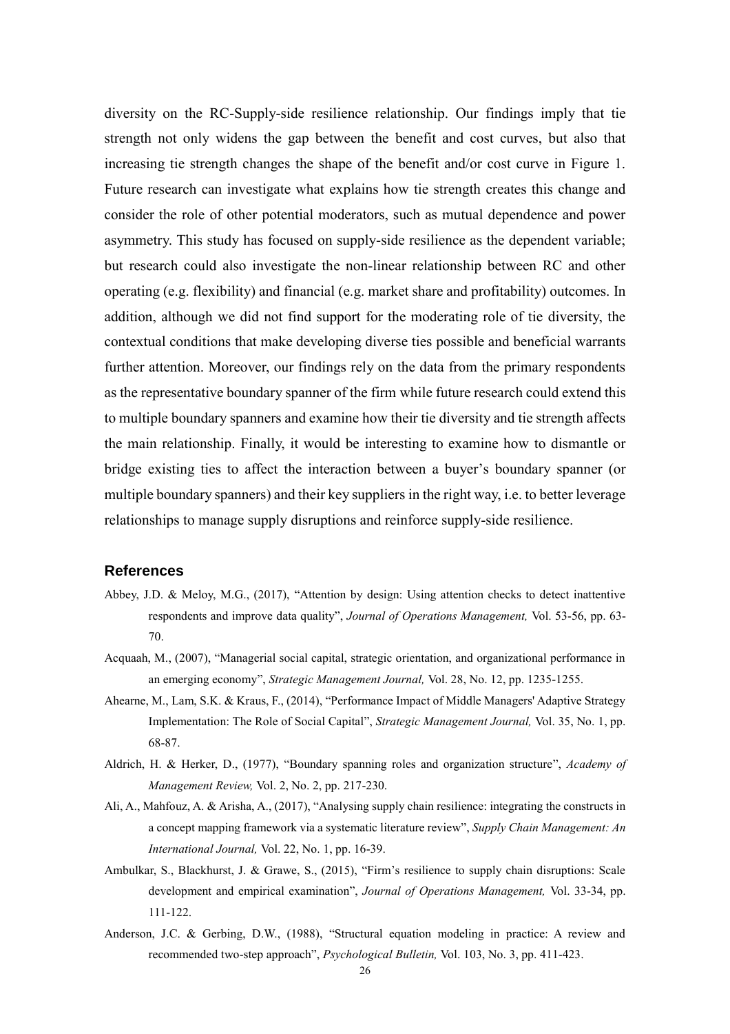diversity on the RC-Supply-side resilience relationship. Our findings imply that tie strength not only widens the gap between the benefit and cost curves, but also that increasing tie strength changes the shape of the benefit and/or cost curve in Figure 1. Future research can investigate what explains how tie strength creates this change and consider the role of other potential moderators, such as mutual dependence and power asymmetry. This study has focused on supply-side resilience as the dependent variable; but research could also investigate the non-linear relationship between RC and other operating (e.g. flexibility) and financial (e.g. market share and profitability) outcomes. In addition, although we did not find support for the moderating role of tie diversity, the contextual conditions that make developing diverse ties possible and beneficial warrants further attention. Moreover, our findings rely on the data from the primary respondents as the representative boundary spanner of the firm while future research could extend this to multiple boundary spanners and examine how their tie diversity and tie strength affects the main relationship. Finally, it would be interesting to examine how to dismantle or bridge existing ties to affect the interaction between a buyer's boundary spanner (or multiple boundary spanners) and their key suppliers in the right way, i.e. to better leverage relationships to manage supply disruptions and reinforce supply-side resilience.

## References

Abbey, J.D. & Meloy, M.G., (2017), "Attention by design: Using attention checks to detect inattentive respondents and improve data quality", *Journal of Operations Management,* Vol. 53-56, pp. 63-70.

Acquaah, M., (2007), "Managerial social capital, strategic orientation, and organizational performance in an emerging economy", *Strategic Management Journal,* Vol. 28, No. 12, pp. 1235-1255.

Ahearne, M., Lam, S.K. & Kraus, F., (2014), "Performance Impact of Middle Managers' Adaptive Strategy Implementation: The Role of Social Capital", *Strategic Management Journal,* Vol. 35, No. 1, pp. 68-87.

Aldrich, H. & Herker, D., (1977), "Boundary spanning roles and organization structure", *Academy of Management Review,* Vol. 2, No. 2, pp. 217-230.

Ali, A., Mahfouz, A. & Arisha, A., (2017), "Analysing supply chain resilience: integrating the constructs in a concept mapping framework via a systematic literature review", *Supply Chain Management: An International Journal,* Vol. 22, No. 1, pp. 16-39.

Ambulkar, S., Blackhurst, J. & Grawe, S., (2015), "Firm's resilience to supply chain disruptions: Scale development and empirical examination", *Journal of Operations Management,* Vol. 33-34, pp. 111-122.

Anderson, J.C. & Gerbing, D.W., (1988), "Structural equation modeling in practice: A review and recommended two-step approach", *Psychological Bulletin,* Vol. 103, No. 3, pp. 411-423.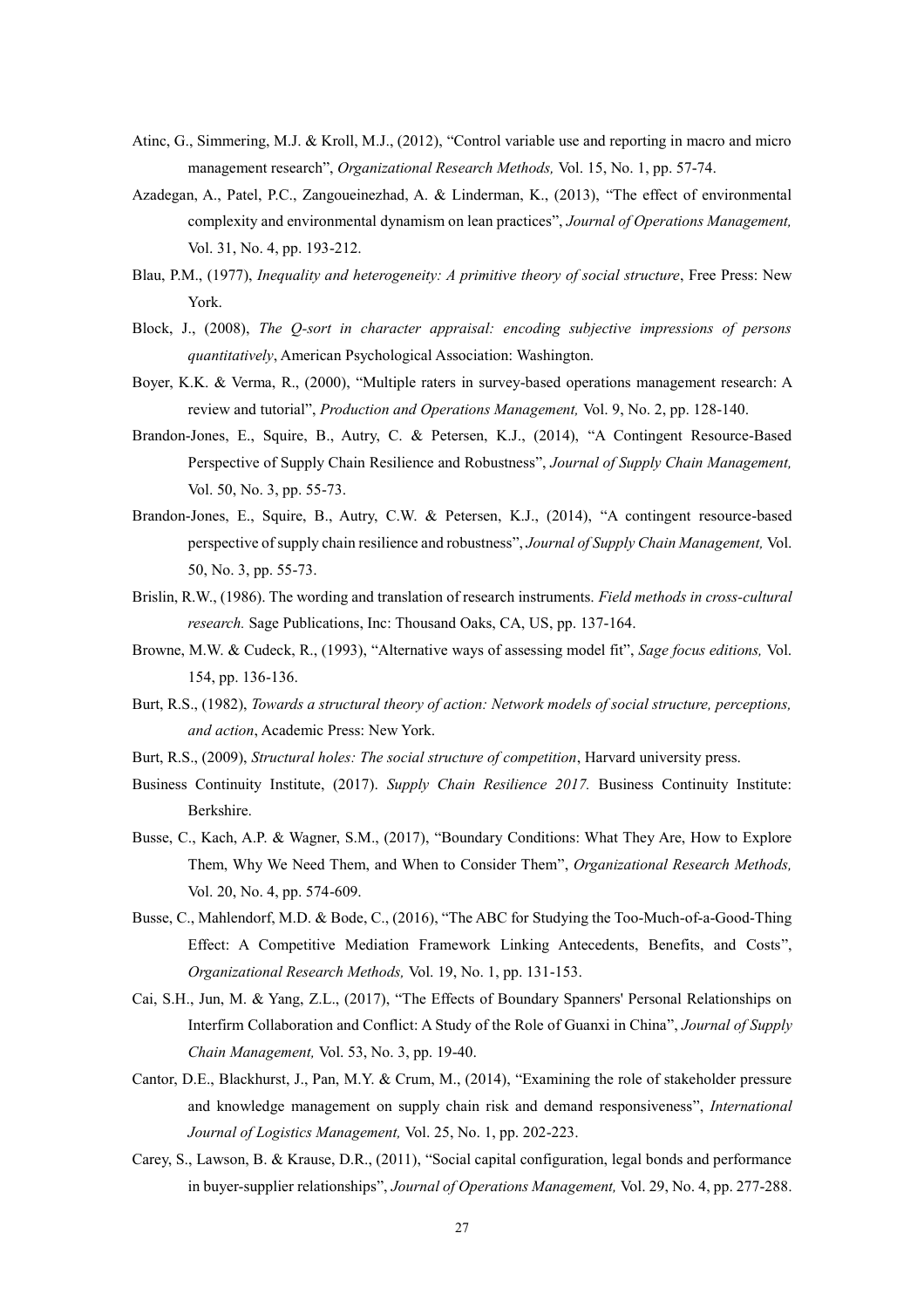Atinc, G., Simmering, M.J. & Kroll, M.J., (2012), "Control variable use and reporting in macro and micro management research", *Organizational Research Methods,* Vol. 15, No. 1, pp. 57-74.

Azadegan, A., Patel, P.C., Zangoueinezhad, A. & Linderman, K., (2013), "The effect of environmental complexity and environmental dynamism on lean practices", *Journal of Operations Management,* Vol. 31, No. 4, pp. 193-212.

Blau, P.M., (1977), *Inequality and heterogeneity: A primitive theory of social structure*, Free Press: New York.

Block, J., (2008), *The Q-sort in character appraisal: encoding subjective impressions of persons quantitatively*, American Psychological Association: Washington.

Boyer, K.K. & Verma, R., (2000), "Multiple raters in survey-based operations management research: A review and tutorial", *Production and Operations Management,* Vol. 9, No. 2, pp. 128-140.

Brandon-Jones, E., Squire, B., Autry, C. & Petersen, K.J., (2014), "A Contingent Resource-Based Perspective of Supply Chain Resilience and Robustness", *Journal of Supply Chain Management,* Vol. 50, No. 3, pp. 55-73.

Brandon-Jones, E., Squire, B., Autry, C.W. & Petersen, K.J., (2014), "A contingent resource-based perspective of supply chain resilience and robustness", *Journal of Supply Chain Management,* Vol. 50, No. 3, pp. 55-73.

Brislin, R.W., (1986). The wording and translation of research instruments. *Field methods in cross-cultural research.* Sage Publications, Inc: Thousand Oaks, CA, US, pp. 137-164.

Browne, M.W. & Cudeck, R., (1993), "Alternative ways of assessing model fit", *Sage focus editions,* Vol. 154, pp. 136-136.

Burt, R.S., (1982), *Towards a structural theory of action: Network models of social structure, perceptions, and action*, Academic Press: New York.

Burt, R.S., (2009), *Structural holes: The social structure of competition*, Harvard university press.

Business Continuity Institute, (2017). *Supply Chain Resilience 2017.* Business Continuity Institute: Berkshire.

Busse, C., Kach, A.P. & Wagner, S.M., (2017), "Boundary Conditions: What They Are, How to Explore Them, Why We Need Them, and When to Consider Them", *Organizational Research Methods,* Vol. 20, No. 4, pp. 574-609.

Busse, C., Mahlendorf, M.D. & Bode, C., (2016), "The ABC for Studying the Too-Much-of-a-Good-Thing Effect: A Competitive Mediation Framework Linking Antecedents, Benefits, and Costs", *Organizational Research Methods,* Vol. 19, No. 1, pp. 131-153.

Cai, S.H., Jun, M. & Yang, Z.L., (2017), "The Effects of Boundary Spanners' Personal Relationships on Interfirm Collaboration and Conflict: A Study of the Role of Guanxi in China", *Journal of Supply Chain Management,* Vol. 53, No. 3, pp. 19-40.

Cantor, D.E., Blackhurst, J., Pan, M.Y. & Crum, M., (2014), "Examining the role of stakeholder pressure and knowledge management on supply chain risk and demand responsiveness", *International Journal of Logistics Management,* Vol. 25, No. 1, pp. 202-223.

Carey, S., Lawson, B. & Krause, D.R., (2011), "Social capital configuration, legal bonds and performance in buyer-supplier relationships", *Journal of Operations Management,* Vol. 29, No. 4, pp. 277-288.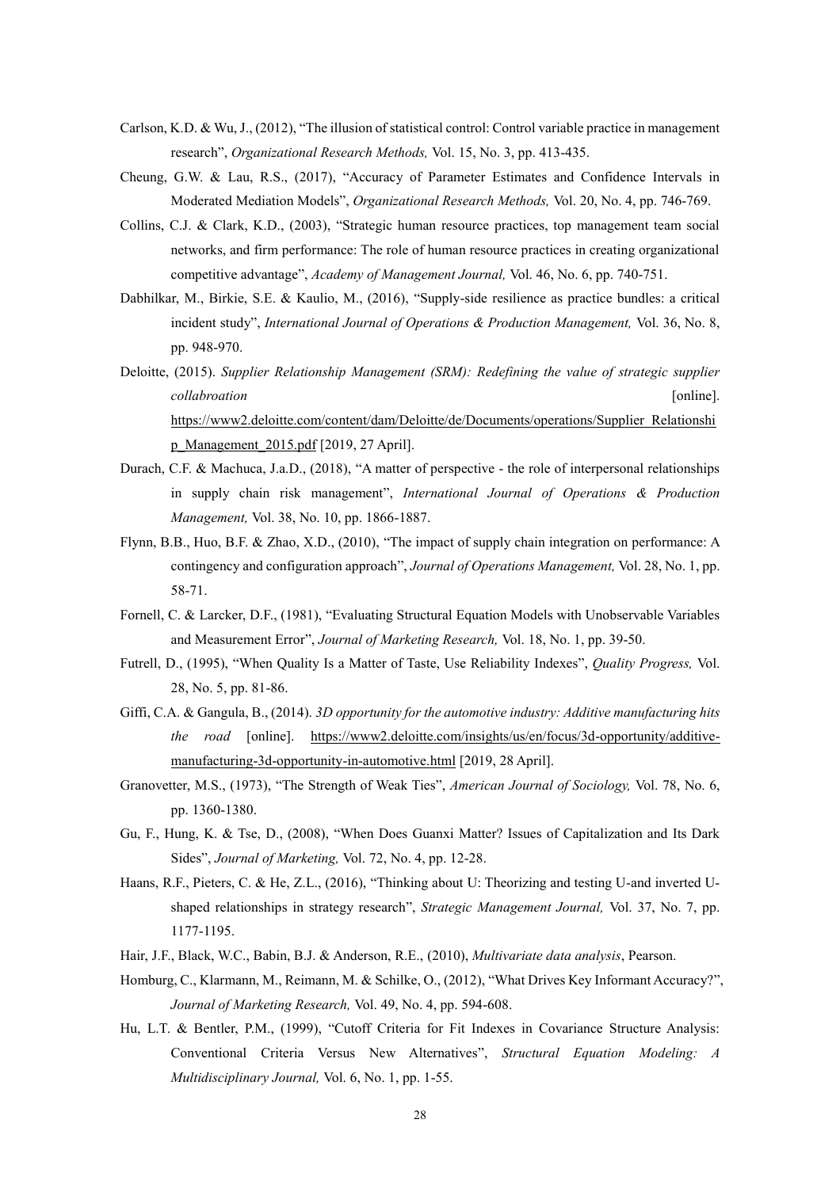Carlson, K.D. & Wu, J., (2012), "The illusion of statistical control: Control variable practice in management research", *Organizational Research Methods,* Vol. 15, No. 3, pp. 413-435.

Cheung, G.W. & Lau, R.S., (2017), "Accuracy of Parameter Estimates and Confidence Intervals in Moderated Mediation Models", *Organizational Research Methods,* Vol. 20, No. 4, pp. 746-769.

Collins, C.J. & Clark, K.D., (2003), "Strategic human resource practices, top management team social networks, and firm performance: The role of human resource practices in creating organizational competitive advantage", *Academy of Management Journal,* Vol. 46, No. 6, pp. 740-751.

Dabhilkar, M., Birkie, S.E. & Kaulio, M., (2016), "Supply-side resilience as practice bundles: a critical incident study", *International Journal of Operations & Production Management,* Vol. 36, No. 8, pp. 948-970.

Deloitte, (2015). *Supplier Relationship Management (SRM): Redefining the value of strategic supplier collabroation* [online]. https://www2.deloitte.com/content/dam/Deloitte/de/Documents/operations/Supplier_Relationship_Management_2015.pdf [2019, 27 April].

Durach, C.F. & Machuca, J.a.D., (2018), "A matter of perspective - the role of interpersonal relationships in supply chain risk management", *International Journal of Operations & Production Management,* Vol. 38, No. 10, pp. 1866-1887.

Flynn, B.B., Huo, B.F. & Zhao, X.D., (2010), "The impact of supply chain integration on performance: A contingency and configuration approach", *Journal of Operations Management,* Vol. 28, No. 1, pp. 58-71.

Fornell, C. & Larcker, D.F., (1981), "Evaluating Structural Equation Models with Unobservable Variables and Measurement Error", *Journal of Marketing Research,* Vol. 18, No. 1, pp. 39-50.

Futrell, D., (1995), "When Quality Is a Matter of Taste, Use Reliability Indexes", *Quality Progress,* Vol. 28, No. 5, pp. 81-86.

Giffi, C.A. & Gangula, B., (2014). *3D opportunity for the automotive industry: Additive manufacturing hits the road* [online]. https://www2.deloitte.com/insights/us/en/focus/3d-opportunity/additive-manufacturing-3d-opportunity-in-automotive.html [2019, 28 April].

Granovetter, M.S., (1973), "The Strength of Weak Ties", *American Journal of Sociology,* Vol. 78, No. 6, pp. 1360-1380.

Gu, F., Hung, K. & Tse, D., (2008), "When Does Guanxi Matter? Issues of Capitalization and Its Dark Sides", *Journal of Marketing,* Vol. 72, No. 4, pp. 12-28.

Haans, R.F., Pieters, C. & He, Z.L., (2016), "Thinking about U: Theorizing and testing U-and inverted U-shaped relationships in strategy research", *Strategic Management Journal,* Vol. 37, No. 7, pp. 1177-1195.

Hair, J.F., Black, W.C., Babin, B.J. & Anderson, R.E., (2010), *Multivariate data analysis*, Pearson.

Homburg, C., Klarmann, M., Reimann, M. & Schilke, O., (2012), "What Drives Key Informant Accuracy?", *Journal of Marketing Research,* Vol. 49, No. 4, pp. 594-608.

Hu, L.T. & Bentler, P.M., (1999), "Cutoff Criteria for Fit Indexes in Covariance Structure Analysis: Conventional Criteria Versus New Alternatives", *Structural Equation Modeling: A Multidisciplinary Journal,* Vol. 6, No. 1, pp. 1-55.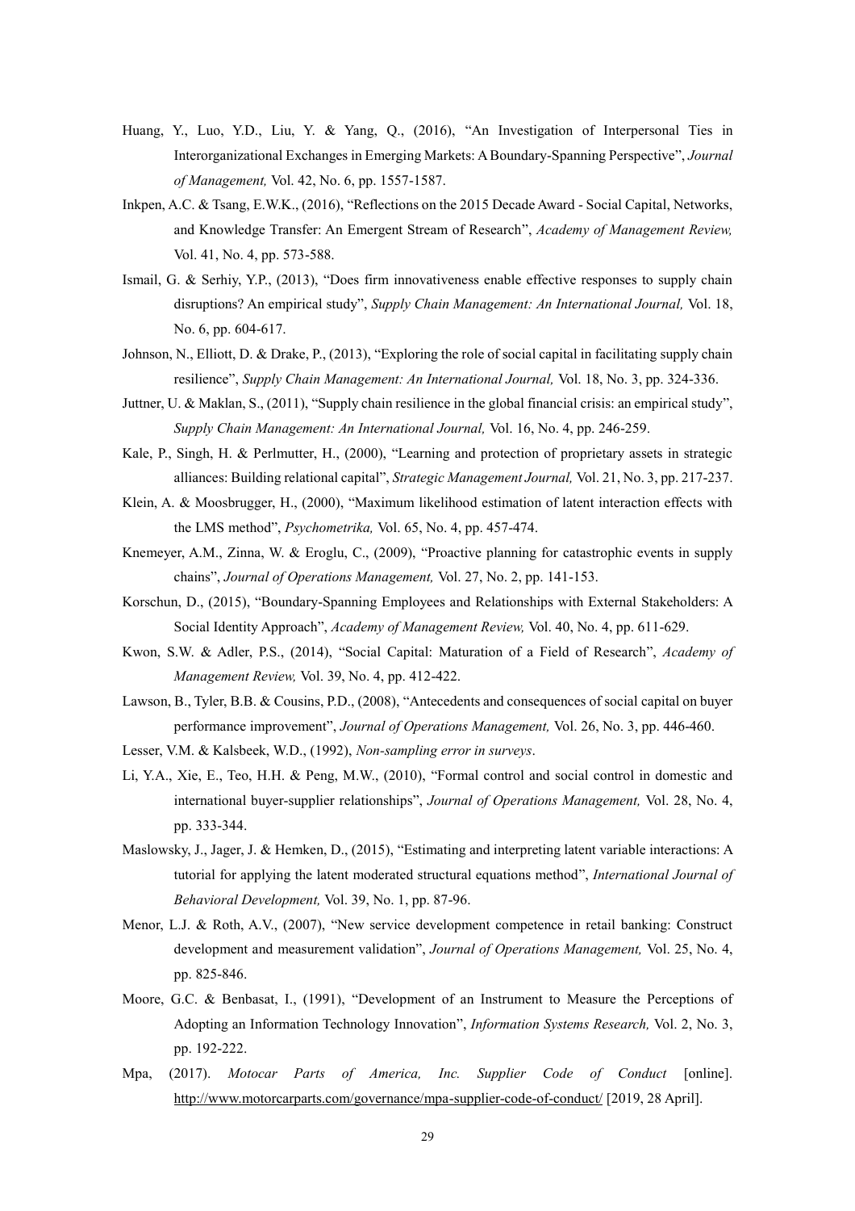Huang, Y., Luo, Y.D., Liu, Y. & Yang, Q., (2016), "An Investigation of Interpersonal Ties in Interorganizational Exchanges in Emerging Markets: A Boundary-Spanning Perspective", *Journal of Management,* Vol. 42, No. 6, pp. 1557-1587.

Inkpen, A.C. & Tsang, E.W.K., (2016), "Reflections on the 2015 Decade Award - Social Capital, Networks, and Knowledge Transfer: An Emergent Stream of Research", *Academy of Management Review,* Vol. 41, No. 4, pp. 573-588.

Ismail, G. & Serhiy, Y.P., (2013), "Does firm innovativeness enable effective responses to supply chain disruptions? An empirical study", *Supply Chain Management: An International Journal,* Vol. 18, No. 6, pp. 604-617.

Johnson, N., Elliott, D. & Drake, P., (2013), "Exploring the role of social capital in facilitating supply chain resilience", *Supply Chain Management: An International Journal,* Vol. 18, No. 3, pp. 324-336.

Juttner, U. & Maklan, S., (2011), "Supply chain resilience in the global financial crisis: an empirical study", *Supply Chain Management: An International Journal,* Vol. 16, No. 4, pp. 246-259.

Kale, P., Singh, H. & Perlmutter, H., (2000), "Learning and protection of proprietary assets in strategic alliances: Building relational capital", *Strategic Management Journal,* Vol. 21, No. 3, pp. 217-237.

Klein, A. & Moosbrugger, H., (2000), "Maximum likelihood estimation of latent interaction effects with the LMS method", *Psychometrika,* Vol. 65, No. 4, pp. 457-474.

Knemeyer, A.M., Zinna, W. & Eroglu, C., (2009), "Proactive planning for catastrophic events in supply chains", *Journal of Operations Management,* Vol. 27, No. 2, pp. 141-153.

Korschun, D., (2015), "Boundary-Spanning Employees and Relationships with External Stakeholders: A Social Identity Approach", *Academy of Management Review,* Vol. 40, No. 4, pp. 611-629.

Kwon, S.W. & Adler, P.S., (2014), "Social Capital: Maturation of a Field of Research", *Academy of Management Review,* Vol. 39, No. 4, pp. 412-422.

Lawson, B., Tyler, B.B. & Cousins, P.D., (2008), "Antecedents and consequences of social capital on buyer performance improvement", *Journal of Operations Management,* Vol. 26, No. 3, pp. 446-460.

Lesser, V.M. & Kalsbeek, W.D., (1992), *Non-sampling error in surveys*.

Li, Y.A., Xie, E., Teo, H.H. & Peng, M.W., (2010), "Formal control and social control in domestic and international buyer-supplier relationships", *Journal of Operations Management,* Vol. 28, No. 4, pp. 333-344.

Maslowsky, J., Jager, J. & Hemken, D., (2015), "Estimating and interpreting latent variable interactions: A tutorial for applying the latent moderated structural equations method", *International Journal of Behavioral Development,* Vol. 39, No. 1, pp. 87-96.

Menor, L.J. & Roth, A.V., (2007), "New service development competence in retail banking: Construct development and measurement validation", *Journal of Operations Management,* Vol. 25, No. 4, pp. 825-846.

Moore, G.C. & Benbasat, I., (1991), "Development of an Instrument to Measure the Perceptions of Adopting an Information Technology Innovation", *Information Systems Research,* Vol. 2, No. 3, pp. 192-222.

Mpa, (2017). *Motocar Parts of America, Inc. Supplier Code of Conduct* [online]. http://www.motorcarparts.com/governance/mpa-supplier-code-of-conduct/ [2019, 28 April].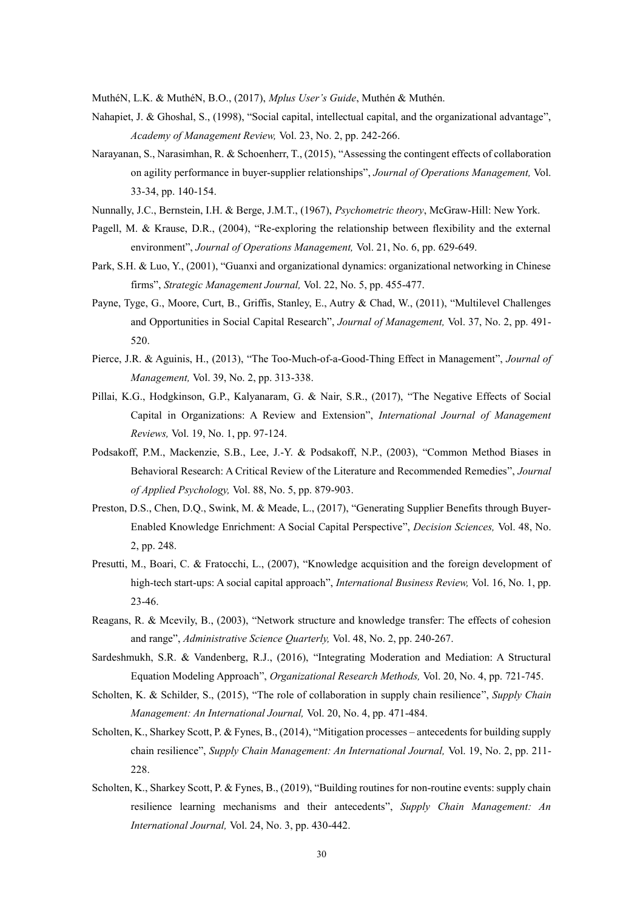MuthéN, L.K. & MuthéN, B.O., (2017), *Mplus User's Guide*, Muthén & Muthén.

Nahapiet, J. & Ghoshal, S., (1998), "Social capital, intellectual capital, and the organizational advantage", *Academy of Management Review,* Vol. 23, No. 2, pp. 242-266.

Narayanan, S., Narasimhan, R. & Schoenherr, T., (2015), "Assessing the contingent effects of collaboration on agility performance in buyer-supplier relationships", *Journal of Operations Management,* Vol. 33-34, pp. 140-154.

Nunnally, J.C., Bernstein, I.H. & Berge, J.M.T., (1967), *Psychometric theory*, McGraw-Hill: New York.

Pagell, M. & Krause, D.R., (2004), "Re-exploring the relationship between flexibility and the external environment", *Journal of Operations Management,* Vol. 21, No. 6, pp. 629-649.

Park, S.H. & Luo, Y., (2001), "Guanxi and organizational dynamics: organizational networking in Chinese firms", *Strategic Management Journal,* Vol. 22, No. 5, pp. 455-477.

Payne, Tyge, G., Moore, Curt, B., Griffis, Stanley, E., Autry & Chad, W., (2011), "Multilevel Challenges and Opportunities in Social Capital Research", *Journal of Management,* Vol. 37, No. 2, pp. 491-520.

Pierce, J.R. & Aguinis, H., (2013), "The Too-Much-of-a-Good-Thing Effect in Management", *Journal of Management,* Vol. 39, No. 2, pp. 313-338.

Pillai, K.G., Hodgkinson, G.P., Kalyanaram, G. & Nair, S.R., (2017), "The Negative Effects of Social Capital in Organizations: A Review and Extension", *International Journal of Management Reviews,* Vol. 19, No. 1, pp. 97-124.

Podsakoff, P.M., Mackenzie, S.B., Lee, J.-Y. & Podsakoff, N.P., (2003), "Common Method Biases in Behavioral Research: A Critical Review of the Literature and Recommended Remedies", *Journal of Applied Psychology,* Vol. 88, No. 5, pp. 879-903.

Preston, D.S., Chen, D.Q., Swink, M. & Meade, L., (2017), "Generating Supplier Benefits through Buyer-Enabled Knowledge Enrichment: A Social Capital Perspective", *Decision Sciences,* Vol. 48, No. 2, pp. 248.

Presutti, M., Boari, C. & Fratocchi, L., (2007), "Knowledge acquisition and the foreign development of high-tech start-ups: A social capital approach", *International Business Review,* Vol. 16, No. 1, pp. 23-46.

Reagans, R. & Mcevily, B., (2003), "Network structure and knowledge transfer: The effects of cohesion and range", *Administrative Science Quarterly,* Vol. 48, No. 2, pp. 240-267.

Sardeshmukh, S.R. & Vandenberg, R.J., (2016), "Integrating Moderation and Mediation: A Structural Equation Modeling Approach", *Organizational Research Methods,* Vol. 20, No. 4, pp. 721-745.

Scholten, K. & Schilder, S., (2015), "The role of collaboration in supply chain resilience", *Supply Chain Management: An International Journal,* Vol. 20, No. 4, pp. 471-484.

Scholten, K., Sharkey Scott, P. & Fynes, B., (2014), "Mitigation processes – antecedents for building supply chain resilience", *Supply Chain Management: An International Journal,* Vol. 19, No. 2, pp. 211-228.

Scholten, K., Sharkey Scott, P. & Fynes, B., (2019), "Building routines for non-routine events: supply chain resilience learning mechanisms and their antecedents", *Supply Chain Management: An International Journal,* Vol. 24, No. 3, pp. 430-442.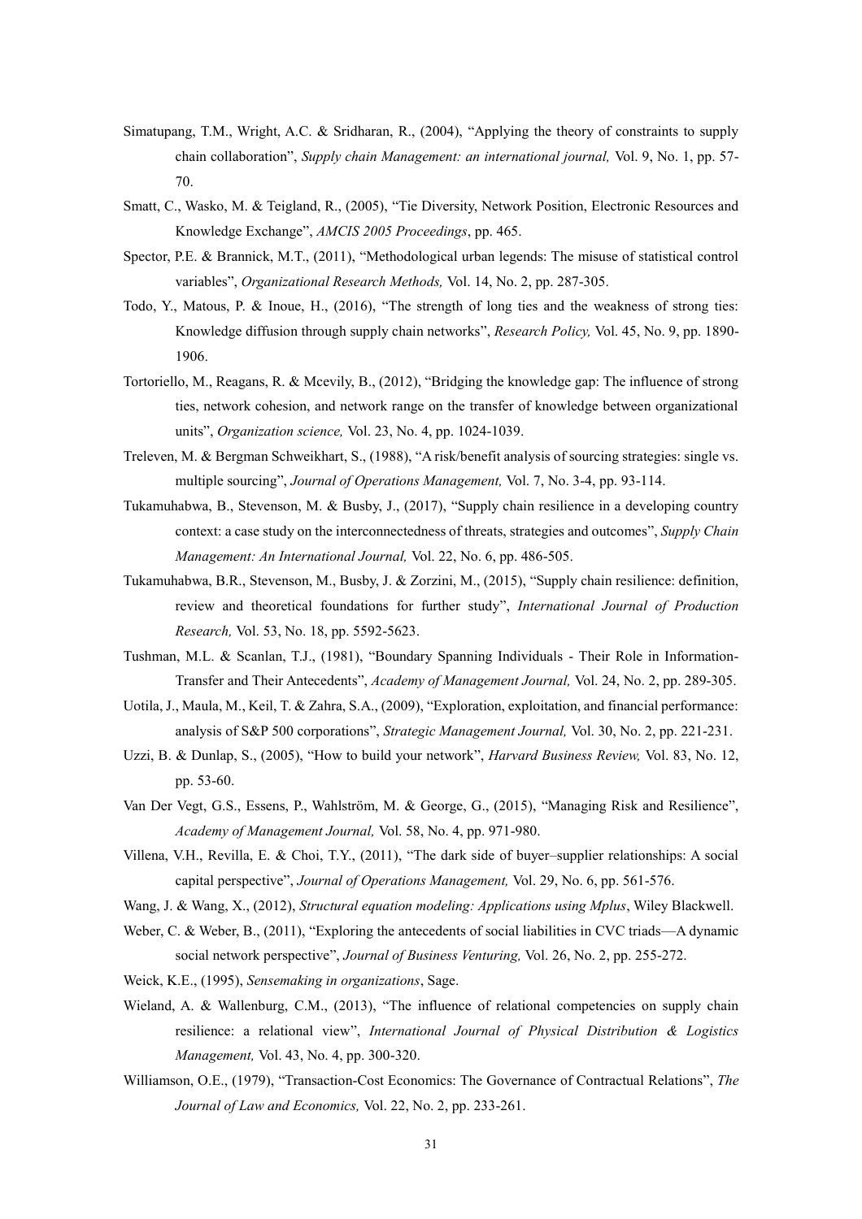Simatupang, T.M., Wright, A.C. & Sridharan, R., (2004), "Applying the theory of constraints to supply chain collaboration", *Supply chain Management: an international journal,* Vol. 9, No. 1, pp. 57-70.

Smatt, C., Wasko, M. & Teigland, R., (2005), "Tie Diversity, Network Position, Electronic Resources and Knowledge Exchange", *AMCIS 2005 Proceedings*, pp. 465.

Spector, P.E. & Brannick, M.T., (2011), "Methodological urban legends: The misuse of statistical control variables", *Organizational Research Methods,* Vol. 14, No. 2, pp. 287-305.

Todo, Y., Matous, P. & Inoue, H., (2016), "The strength of long ties and the weakness of strong ties: Knowledge diffusion through supply chain networks", *Research Policy,* Vol. 45, No. 9, pp. 1890-1906.

Tortoriello, M., Reagans, R. & Mcevily, B., (2012), "Bridging the knowledge gap: The influence of strong ties, network cohesion, and network range on the transfer of knowledge between organizational units", *Organization science,* Vol. 23, No. 4, pp. 1024-1039.

Treleven, M. & Bergman Schweikhart, S., (1988), "A risk/benefit analysis of sourcing strategies: single vs. multiple sourcing", *Journal of Operations Management,* Vol. 7, No. 3-4, pp. 93-114.

Tukamuhabwa, B., Stevenson, M. & Busby, J., (2017), "Supply chain resilience in a developing country context: a case study on the interconnectedness of threats, strategies and outcomes", *Supply Chain Management: An International Journal,* Vol. 22, No. 6, pp. 486-505.

Tukamuhabwa, B.R., Stevenson, M., Busby, J. & Zorzini, M., (2015), "Supply chain resilience: definition, review and theoretical foundations for further study", *International Journal of Production Research,* Vol. 53, No. 18, pp. 5592-5623.

Tushman, M.L. & Scanlan, T.J., (1981), "Boundary Spanning Individuals - Their Role in Information-Transfer and Their Antecedents", *Academy of Management Journal,* Vol. 24, No. 2, pp. 289-305.

Uotila, J., Maula, M., Keil, T. & Zahra, S.A., (2009), "Exploration, exploitation, and financial performance: analysis of S&P 500 corporations", *Strategic Management Journal,* Vol. 30, No. 2, pp. 221-231.

Uzzi, B. & Dunlap, S., (2005), "How to build your network", *Harvard Business Review,* Vol. 83, No. 12, pp. 53-60.

Van Der Vegt, G.S., Essens, P., Wahlström, M. & George, G., (2015), "Managing Risk and Resilience", *Academy of Management Journal,* Vol. 58, No. 4, pp. 971-980.

Villena, V.H., Revilla, E. & Choi, T.Y., (2011), "The dark side of buyer–supplier relationships: A social capital perspective", *Journal of Operations Management,* Vol. 29, No. 6, pp. 561-576.

Wang, J. & Wang, X., (2012), *Structural equation modeling: Applications using Mplus*, Wiley Blackwell.

Weber, C. & Weber, B., (2011), "Exploring the antecedents of social liabilities in CVC triads—A dynamic social network perspective", *Journal of Business Venturing,* Vol. 26, No. 2, pp. 255-272.

Weick, K.E., (1995), *Sensemaking in organizations*, Sage.

Wieland, A. & Wallenburg, C.M., (2013), "The influence of relational competencies on supply chain resilience: a relational view", *International Journal of Physical Distribution & Logistics Management,* Vol. 43, No. 4, pp. 300-320.

Williamson, O.E., (1979), "Transaction-Cost Economics: The Governance of Contractual Relations", *The Journal of Law and Economics,* Vol. 22, No. 2, pp. 233-261.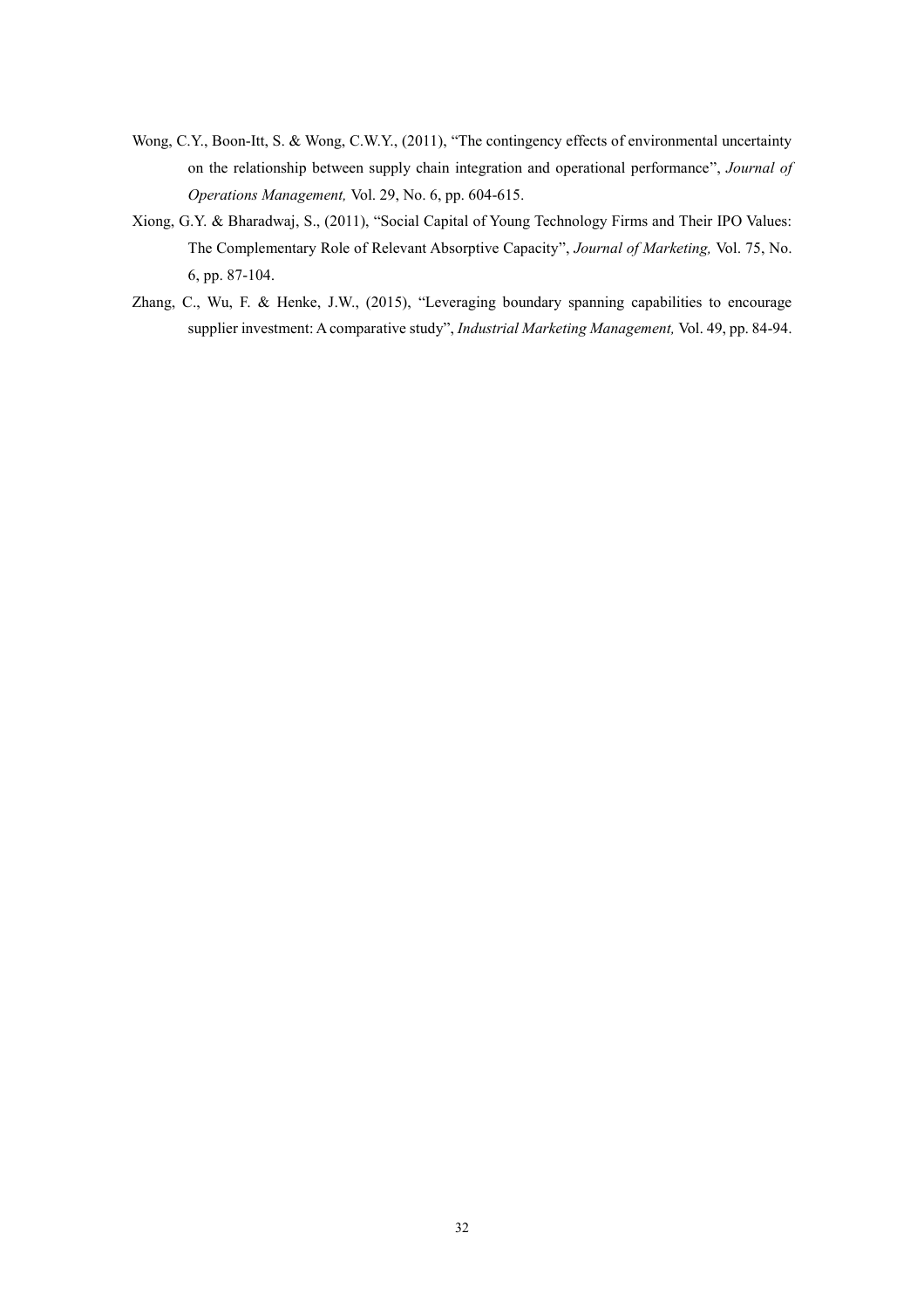Wong, C.Y., Boon-Itt, S. & Wong, C.W.Y., (2011), "The contingency effects of environmental uncertainty on the relationship between supply chain integration and operational performance", *Journal of Operations Management,* Vol. 29, No. 6, pp. 604-615.

Xiong, G.Y. & Bharadwaj, S., (2011), "Social Capital of Young Technology Firms and Their IPO Values: The Complementary Role of Relevant Absorptive Capacity", *Journal of Marketing,* Vol. 75, No. 6, pp. 87-104.

Zhang, C., Wu, F. & Henke, J.W., (2015), "Leveraging boundary spanning capabilities to encourage supplier investment: A comparative study", *Industrial Marketing Management,* Vol. 49, pp. 84-94.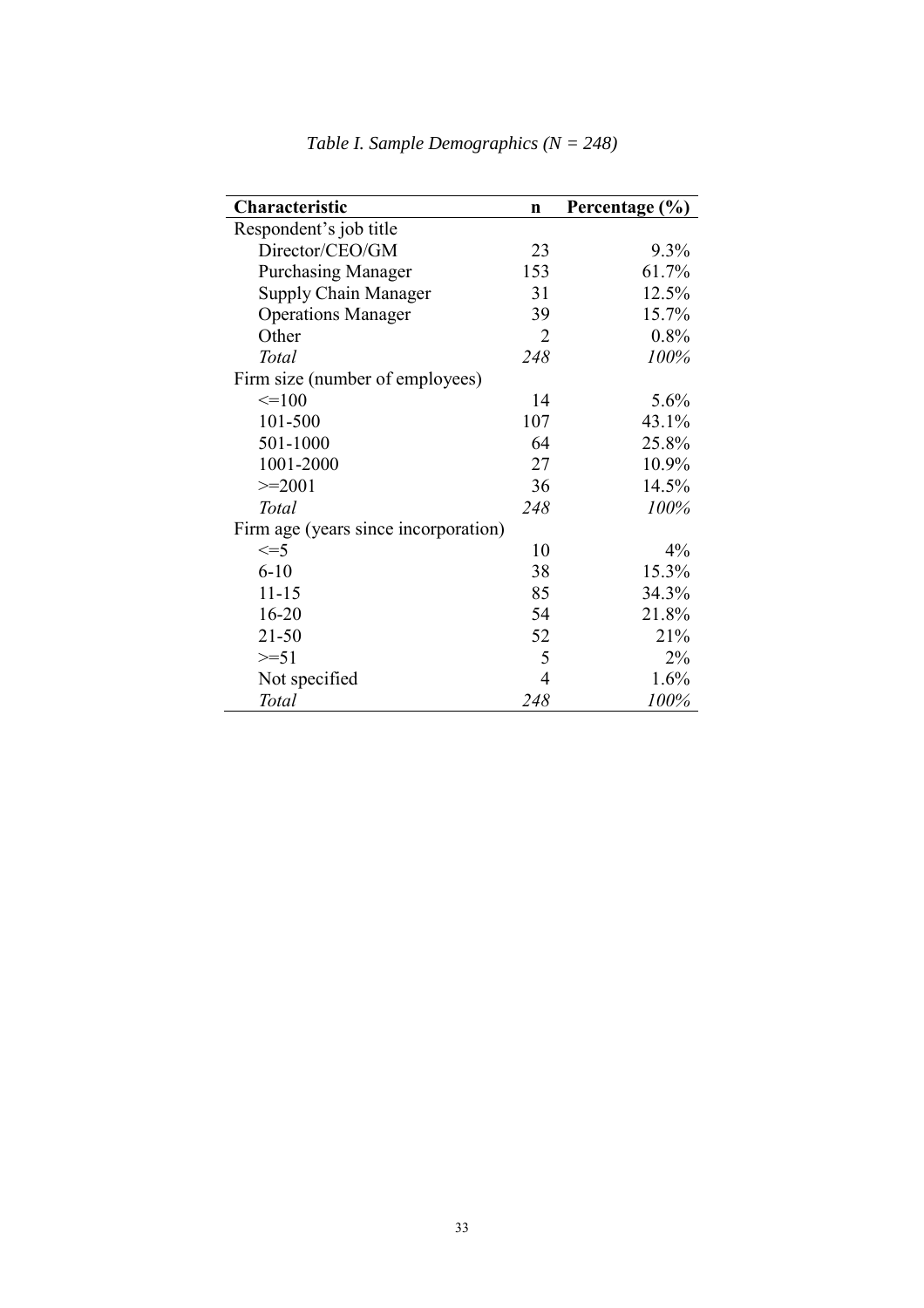*Table I. Sample Demographics (N = 248)*

| **Characteristic** | **n** | **Percentage (%)** |
|---|---|---|
| Respondent's job title | | |
| Director/CEO/GM | 23 | 9.3% |
| Purchasing Manager | 153 | 61.7% |
| Supply Chain Manager | 31 | 12.5% |
| Operations Manager | 39 | 15.7% |
| Other | 2 | 0.8% |
| *Total* | *248* | *100%* |
| Firm size (number of employees) | | |
| <=100 | 14 | 5.6% |
| 101-500 | 107 | 43.1% |
| 501-1000 | 64 | 25.8% |
| 1001-2000 | 27 | 10.9% |
| >=2001 | 36 | 14.5% |
| *Total* | *248* | *100%* |
| Firm age (years since incorporation) | | |
| <=5 | 10 | 4% |
| 6-10 | 38 | 15.3% |
| 11-15 | 85 | 34.3% |
| 16-20 | 54 | 21.8% |
| 21-50 | 52 | 21% |
| >=51 | 5 | 2% |
| Not specified | 4 | 1.6% |
| *Total* | *248* | *100%* |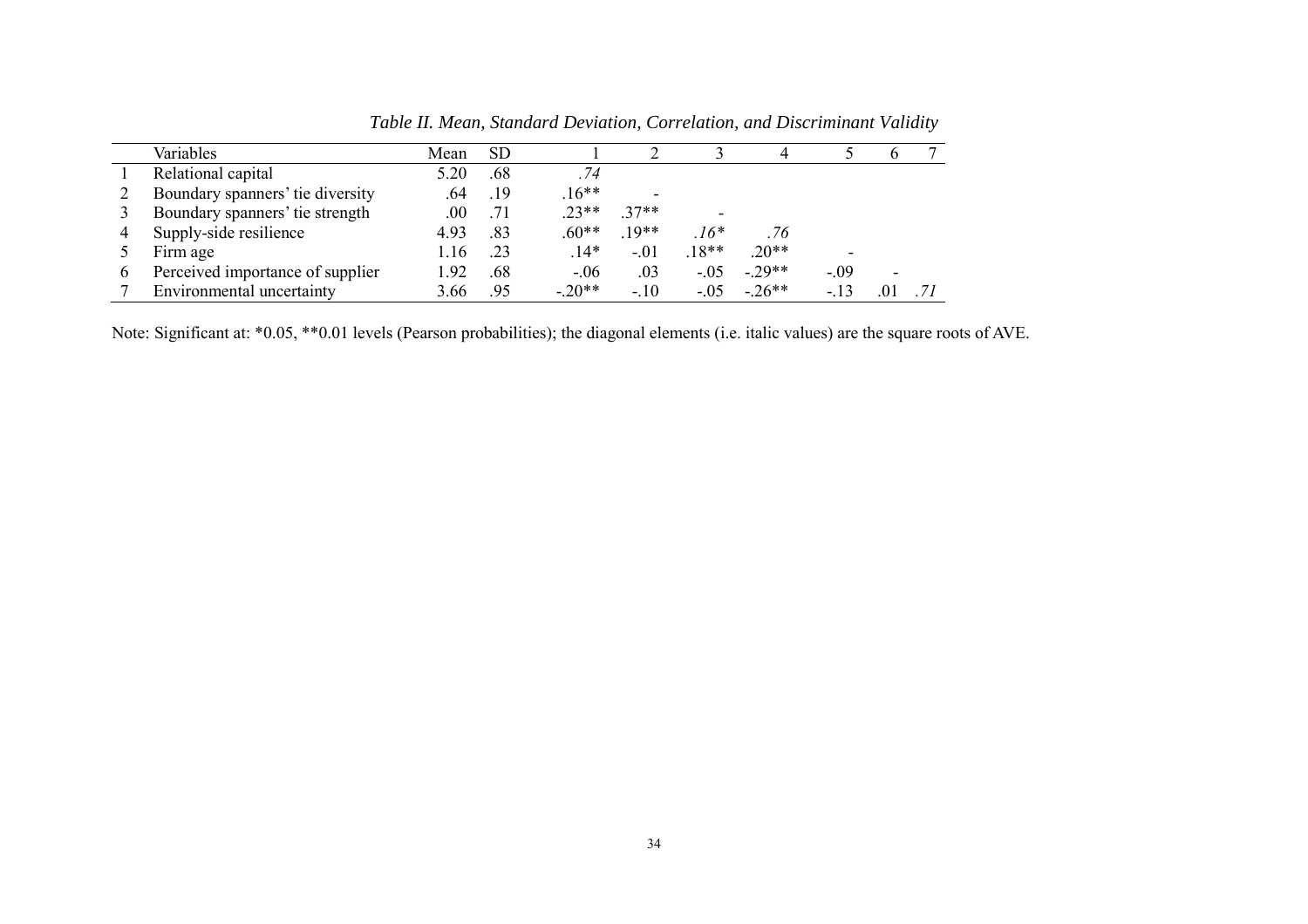*Table II. Mean, Standard Deviation, Correlation, and Discriminant Validity*

| | Variables | Mean | SD | 1 | 2 | 3 | 4 | 5 | 6 | 7 |
|---|---|---|---|---|---|---|---|---|---|---|
| 1 | Relational capital | 5.20 | .68 | *.74* | | | | | | |
| 2 | Boundary spanners' tie diversity | .64 | .19 | .16** | - | | | | | |
| 3 | Boundary spanners' tie strength | .00 | .71 | .23** | .37** | - | | | | |
| 4 | Supply-side resilience | 4.93 | .83 | .60** | .19** | *.16** | *.76* | | | |
| 5 | Firm age | 1.16 | .23 | .14* | -.01 | .18** | .20** | - | | |
| 6 | Perceived importance of supplier | 1.92 | .68 | -.06 | .03 | -.05 | -.29** | -.09 | - | |
| 7 | Environmental uncertainty | 3.66 | .95 | -.20** | -.10 | -.05 | -.26** | -.13 | .01 | *.71* |

Note: Significant at: *0.05, **0.01 levels (Pearson probabilities); the diagonal elements (i.e. italic values) are the square roots of AVE.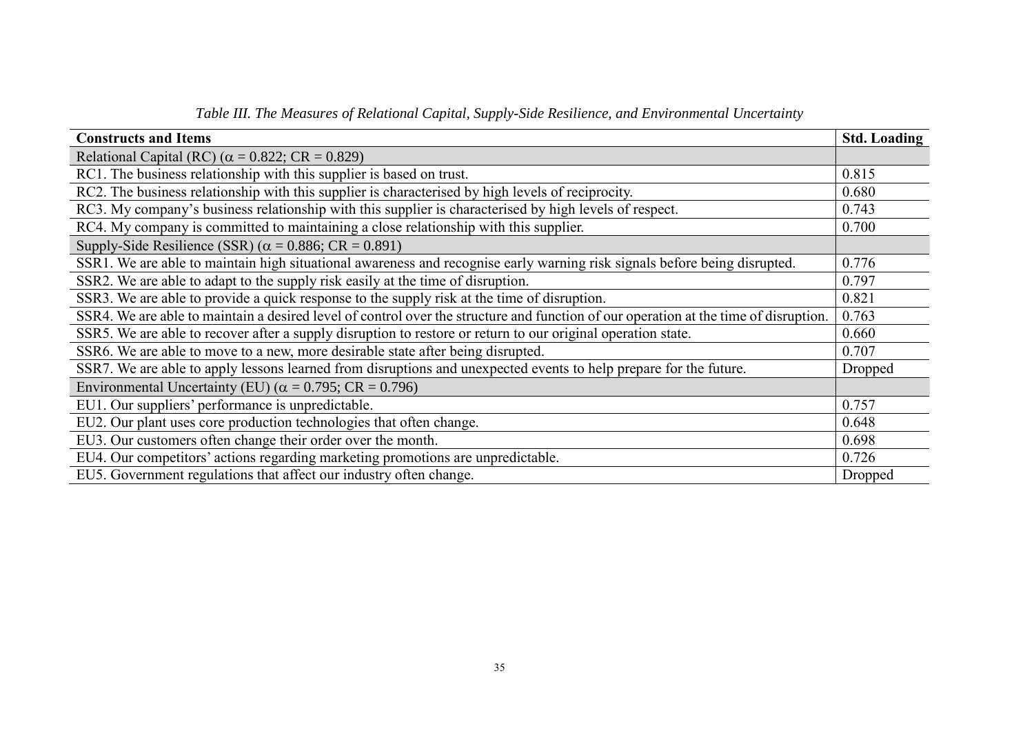*Table III. The Measures of Relational Capital, Supply-Side Resilience, and Environmental Uncertainty*

| Constructs and Items | Std. Loading |
|---|---|
| Relational Capital (RC) ($\alpha$ = 0.822; CR = 0.829) | |
| RC1. The business relationship with this supplier is based on trust. | 0.815 |
| RC2. The business relationship with this supplier is characterised by high levels of reciprocity. | 0.680 |
| RC3. My company's business relationship with this supplier is characterised by high levels of respect. | 0.743 |
| RC4. My company is committed to maintaining a close relationship with this supplier. | 0.700 |
| Supply-Side Resilience (SSR) ($\alpha$ = 0.886; CR = 0.891) | |
| SSR1. We are able to maintain high situational awareness and recognise early warning risk signals before being disrupted. | 0.776 |
| SSR2. We are able to adapt to the supply risk easily at the time of disruption. | 0.797 |
| SSR3. We are able to provide a quick response to the supply risk at the time of disruption. | 0.821 |
| SSR4. We are able to maintain a desired level of control over the structure and function of our operation at the time of disruption. | 0.763 |
| SSR5. We are able to recover after a supply disruption to restore or return to our original operation state. | 0.660 |
| SSR6. We are able to move to a new, more desirable state after being disrupted. | 0.707 |
| SSR7. We are able to apply lessons learned from disruptions and unexpected events to help prepare for the future. | Dropped |
| Environmental Uncertainty (EU) ($\alpha$ = 0.795; CR = 0.796) | |
| EU1. Our suppliers' performance is unpredictable. | 0.757 |
| EU2. Our plant uses core production technologies that often change. | 0.648 |
| EU3. Our customers often change their order over the month. | 0.698 |
| EU4. Our competitors' actions regarding marketing promotions are unpredictable. | 0.726 |
| EU5. Government regulations that affect our industry often change. | Dropped |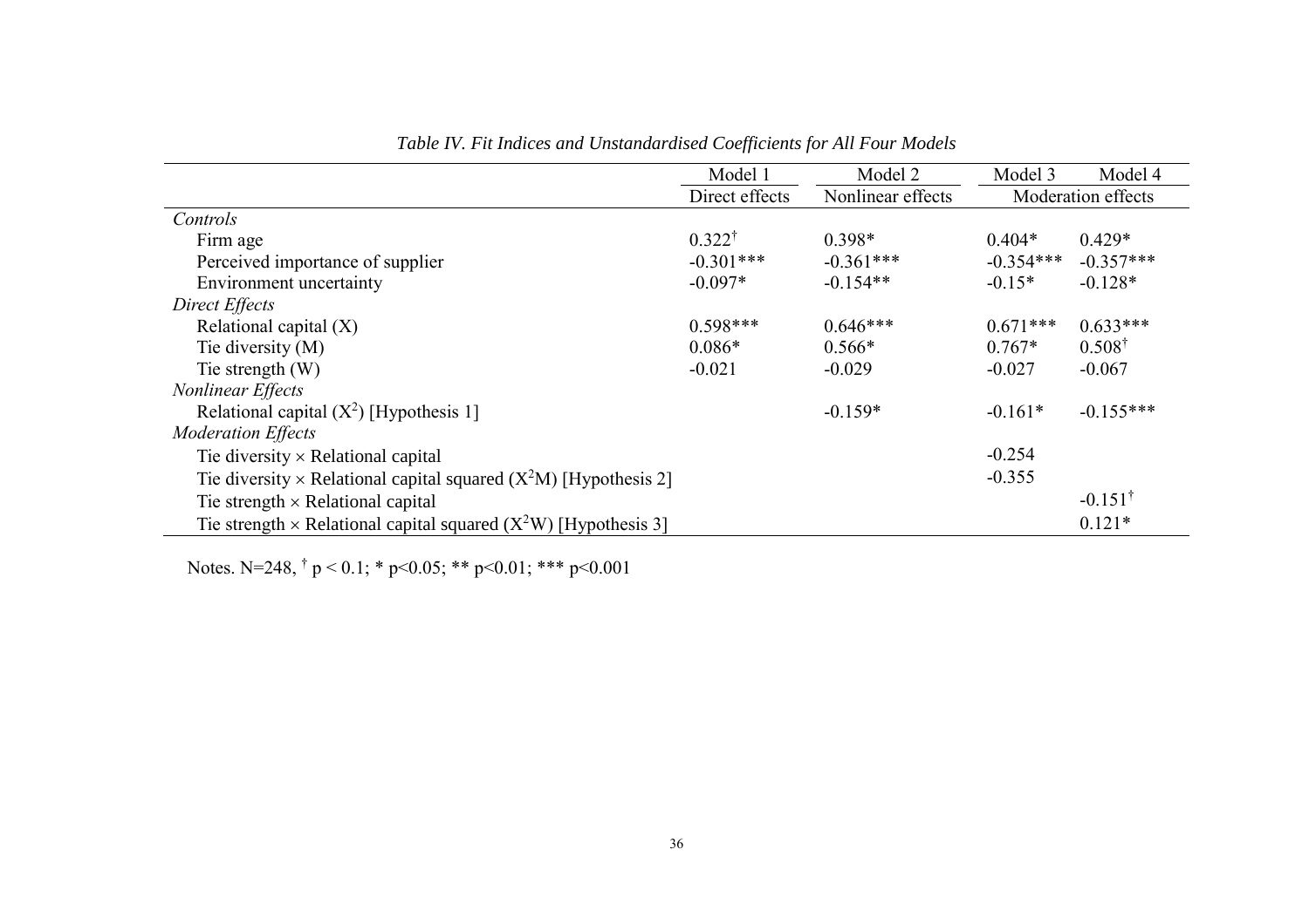*Table IV. Fit Indices and Unstandardised Coefficients for All Four Models*

| | Model 1 | Model 2 | Model 3 | Model 4 |
|---|---|---|---|---|
| | Direct effects | Nonlinear effects | Moderation effects | |
| *Controls* | | | | |
| Firm age | 0.322† | 0.398* | 0.404* | 0.429* |
| Perceived importance of supplier | -0.301*** | -0.361*** | -0.354*** | -0.357*** |
| Environment uncertainty | -0.097* | -0.154** | -0.15* | -0.128* |
| *Direct Effects* | | | | |
| Relational capital (X) | 0.598*** | 0.646*** | 0.671*** | 0.633*** |
| Tie diversity (M) | 0.086* | 0.566* | 0.767* | 0.508† |
| Tie strength (W) | -0.021 | -0.029 | -0.027 | -0.067 |
| *Nonlinear Effects* | | | | |
| Relational capital ($X^2$) [Hypothesis 1] | | -0.159* | -0.161* | -0.155*** |
| *Moderation Effects* | | | | |
| Tie diversity × Relational capital | | | -0.254 | |
| Tie diversity × Relational capital squared ($X^2M$) [Hypothesis 2] | | | -0.355 | |
| Tie strength × Relational capital | | | | -0.151† |
| Tie strength × Relational capital squared ($X^2W$) [Hypothesis 3] | | | | 0.121* |

Notes. N=248, † $p < 0.1$; * $p<0.05$; ** $p<0.01$; *** $p<0.001$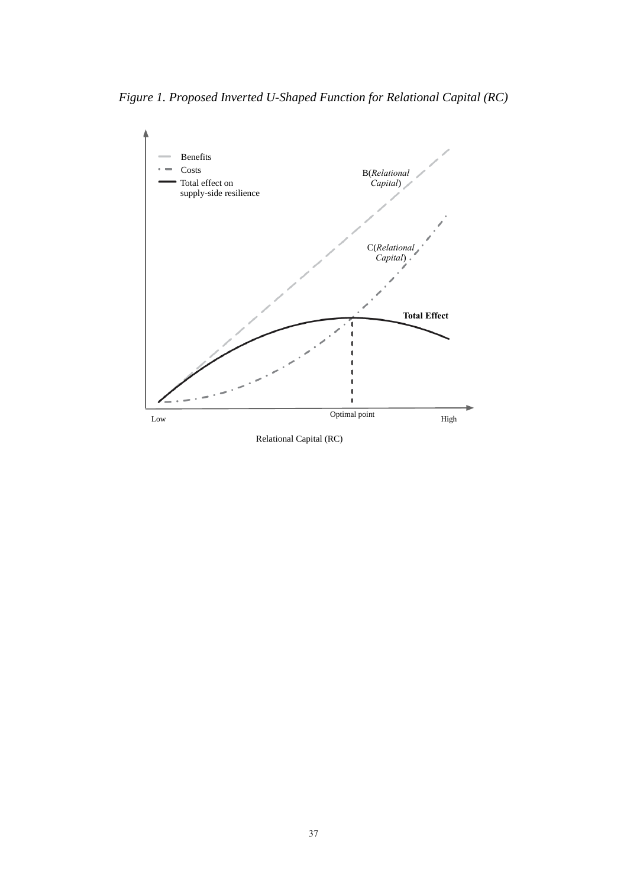*Figure 1. Proposed Inverted U-Shaped Function for Relational Capital (RC)*

Benefits

Costs

Total effect on supply-side resilience

B(*Relational Capital*)

C(*Relational Capital*)

**Total Effect**

Optimal point

Low

High

Relational Capital (RC)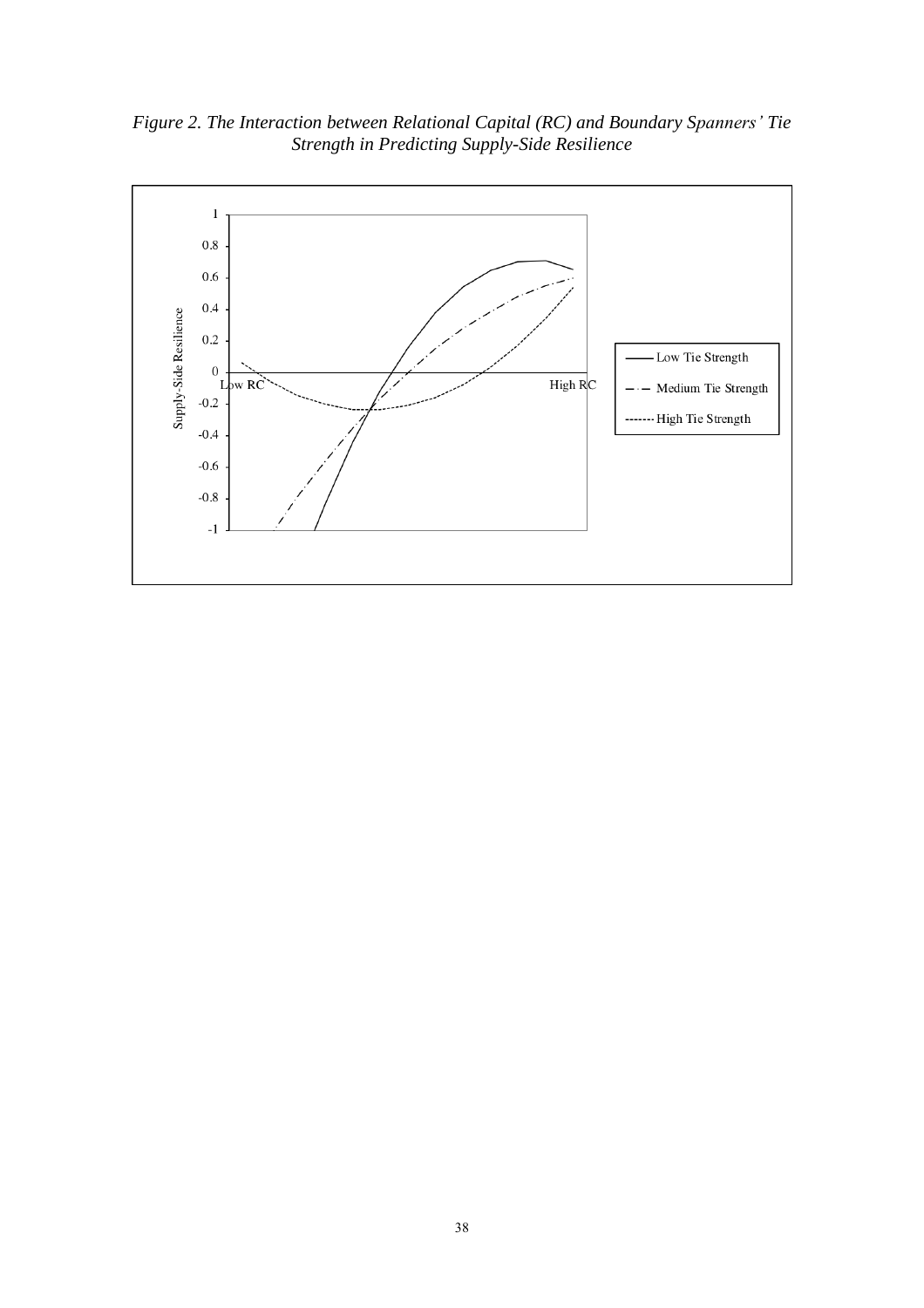*Figure 2. The Interaction between Relational Capital (RC) and Boundary Spanners' Tie Strength in Predicting Supply-Side Resilience*

Supply-Side Resilience

1
0.8
0.6
0.4
0.2
0
-0.2
-0.4
-0.6
-0.8
-1

Low RC

High RC

Low Tie Strength

Medium Tie Strength

High Tie Strength